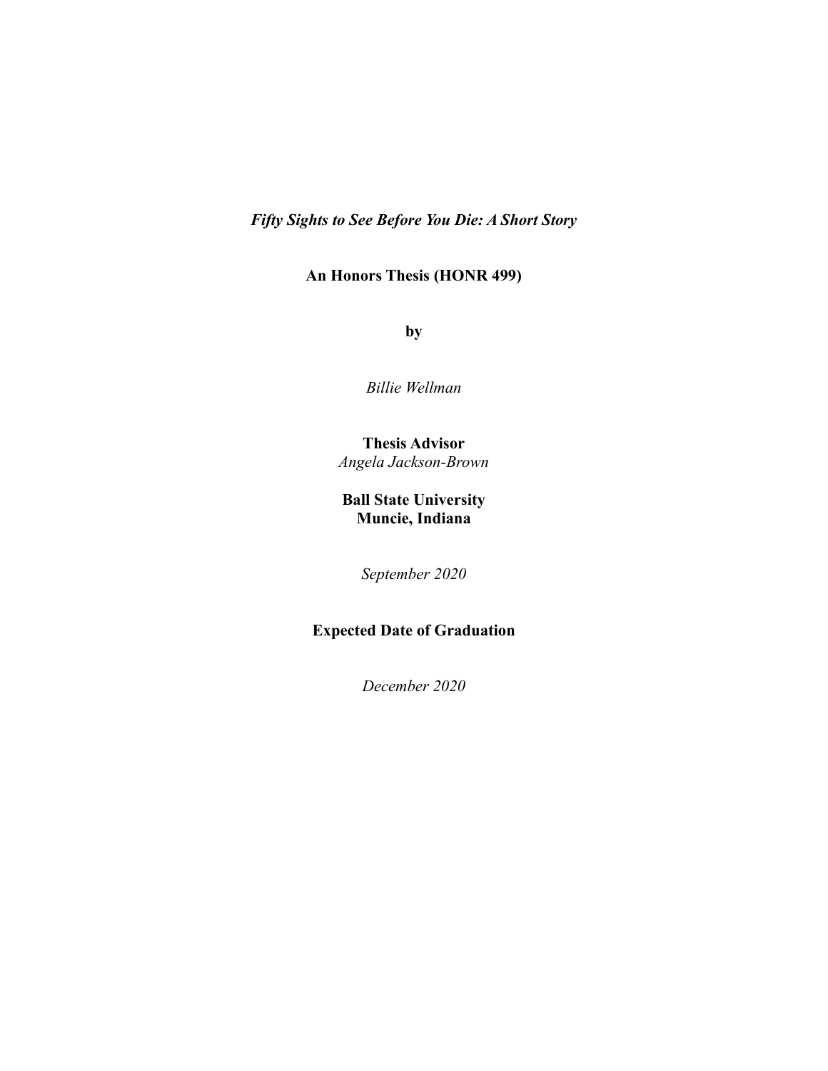# *Fifty Sights to See Before You Die: A Short Story*

**An Honors Thesis (HONR 499)**

**by**

*Billie Wellman*

**Thesis Advisor**
*Angela Jackson-Brown*

**Ball State University**
**Muncie, Indiana**

*September 2020*

**Expected Date of Graduation**

*December 2020*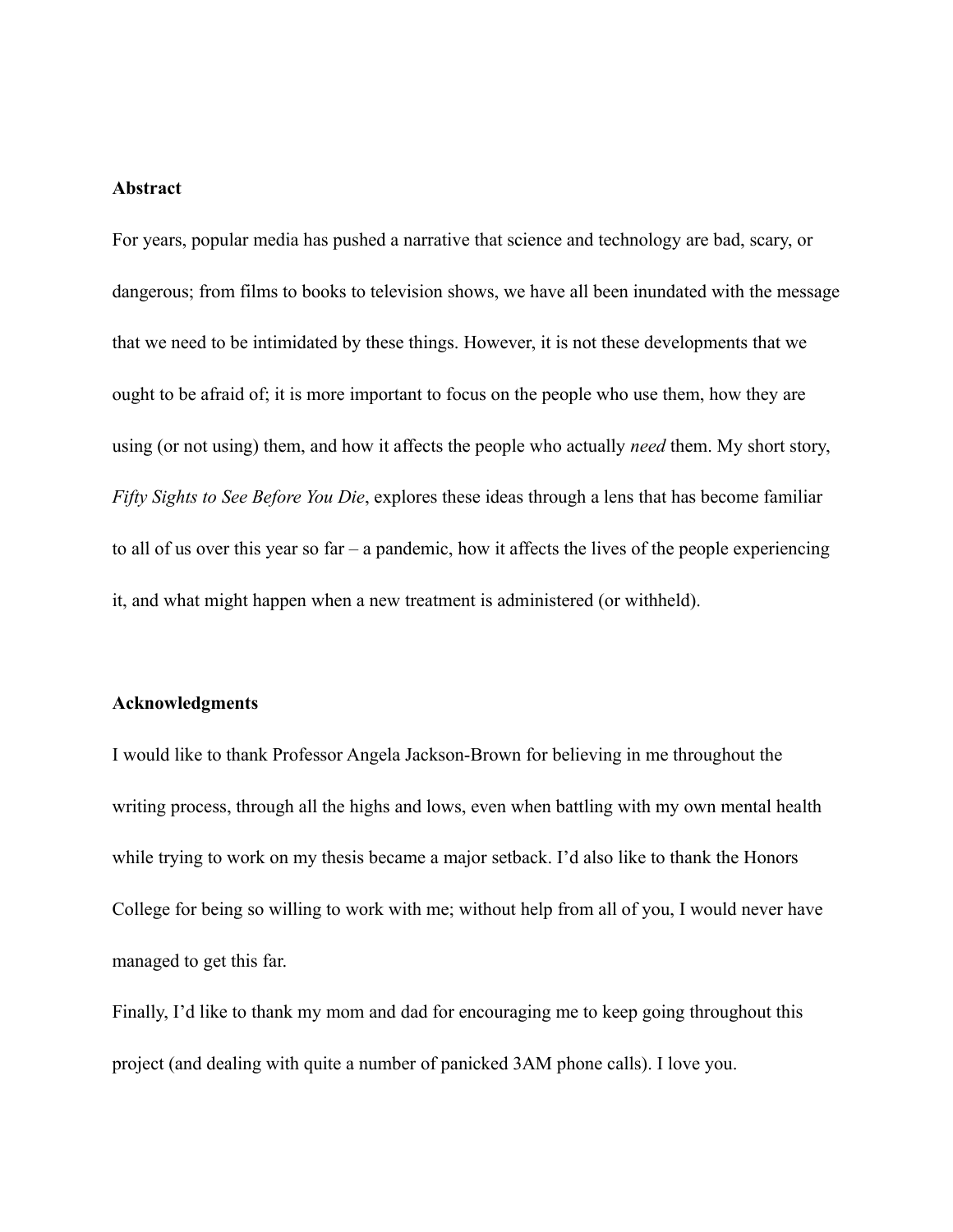## Abstract

For years, popular media has pushed a narrative that science and technology are bad, scary, or dangerous; from films to books to television shows, we have all been inundated with the message that we need to be intimidated by these things. However, it is not these developments that we ought to be afraid of; it is more important to focus on the people who use them, how they are using (or not using) them, and how it affects the people who actually *need* them. My short story, *Fifty Sights to See Before You Die*, explores these ideas through a lens that has become familiar to all of us over this year so far – a pandemic, how it affects the lives of the people experiencing it, and what might happen when a new treatment is administered (or withheld).

## Acknowledgments

I would like to thank Professor Angela Jackson-Brown for believing in me throughout the writing process, through all the highs and lows, even when battling with my own mental health while trying to work on my thesis became a major setback. I'd also like to thank the Honors College for being so willing to work with me; without help from all of you, I would never have managed to get this far.

Finally, I'd like to thank my mom and dad for encouraging me to keep going throughout this project (and dealing with quite a number of panicked 3AM phone calls). I love you.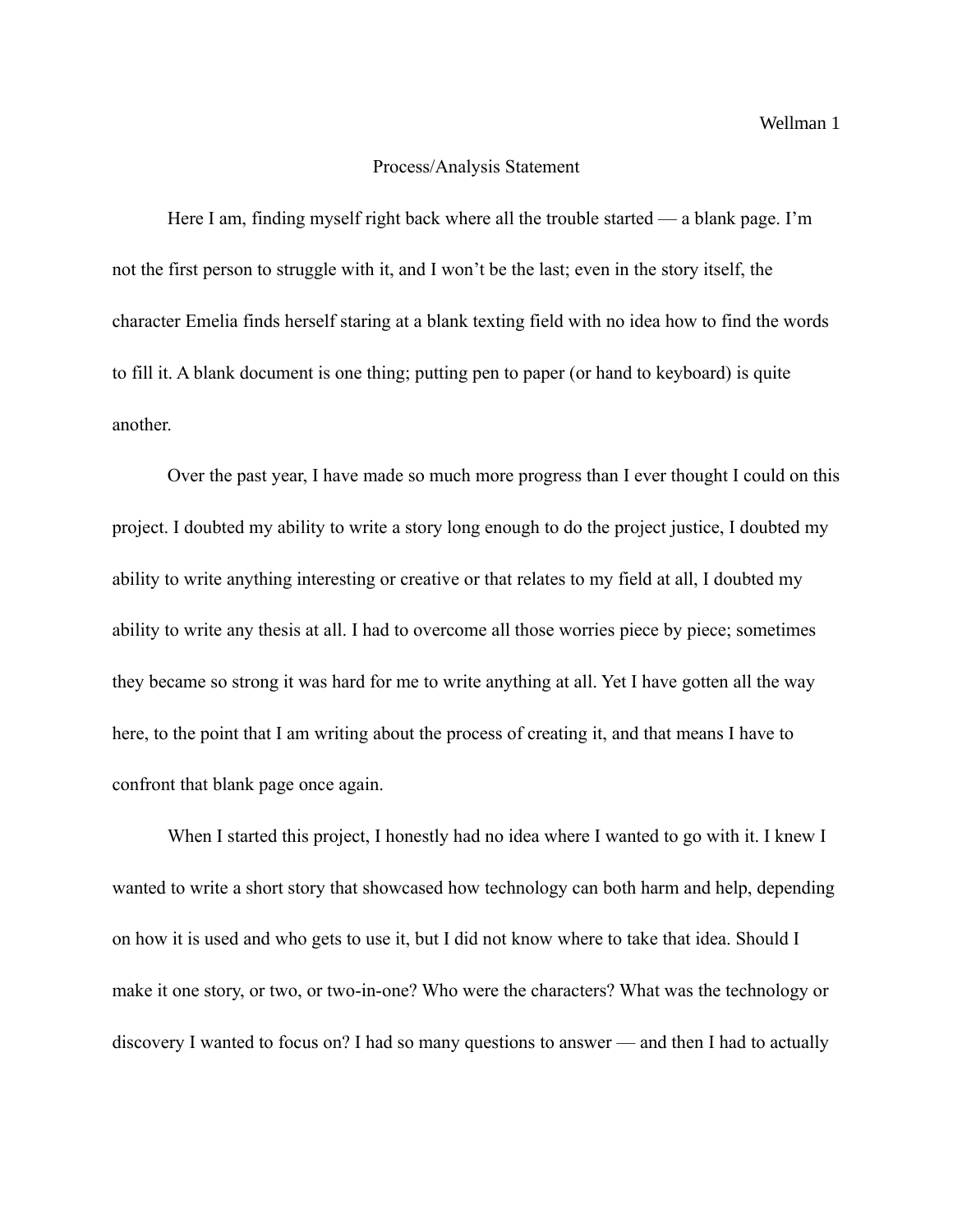# Process/Analysis Statement

Here I am, finding myself right back where all the trouble started — a blank page. I'm not the first person to struggle with it, and I won't be the last; even in the story itself, the character Emelia finds herself staring at a blank texting field with no idea how to find the words to fill it. A blank document is one thing; putting pen to paper (or hand to keyboard) is quite another.

Over the past year, I have made so much more progress than I ever thought I could on this project. I doubted my ability to write a story long enough to do the project justice, I doubted my ability to write anything interesting or creative or that relates to my field at all, I doubted my ability to write any thesis at all. I had to overcome all those worries piece by piece; sometimes they became so strong it was hard for me to write anything at all. Yet I have gotten all the way here, to the point that I am writing about the process of creating it, and that means I have to confront that blank page once again.

When I started this project, I honestly had no idea where I wanted to go with it. I knew I wanted to write a short story that showcased how technology can both harm and help, depending on how it is used and who gets to use it, but I did not know where to take that idea. Should I make it one story, or two, or two-in-one? Who were the characters? What was the technology or discovery I wanted to focus on? I had so many questions to answer — and then I had to actually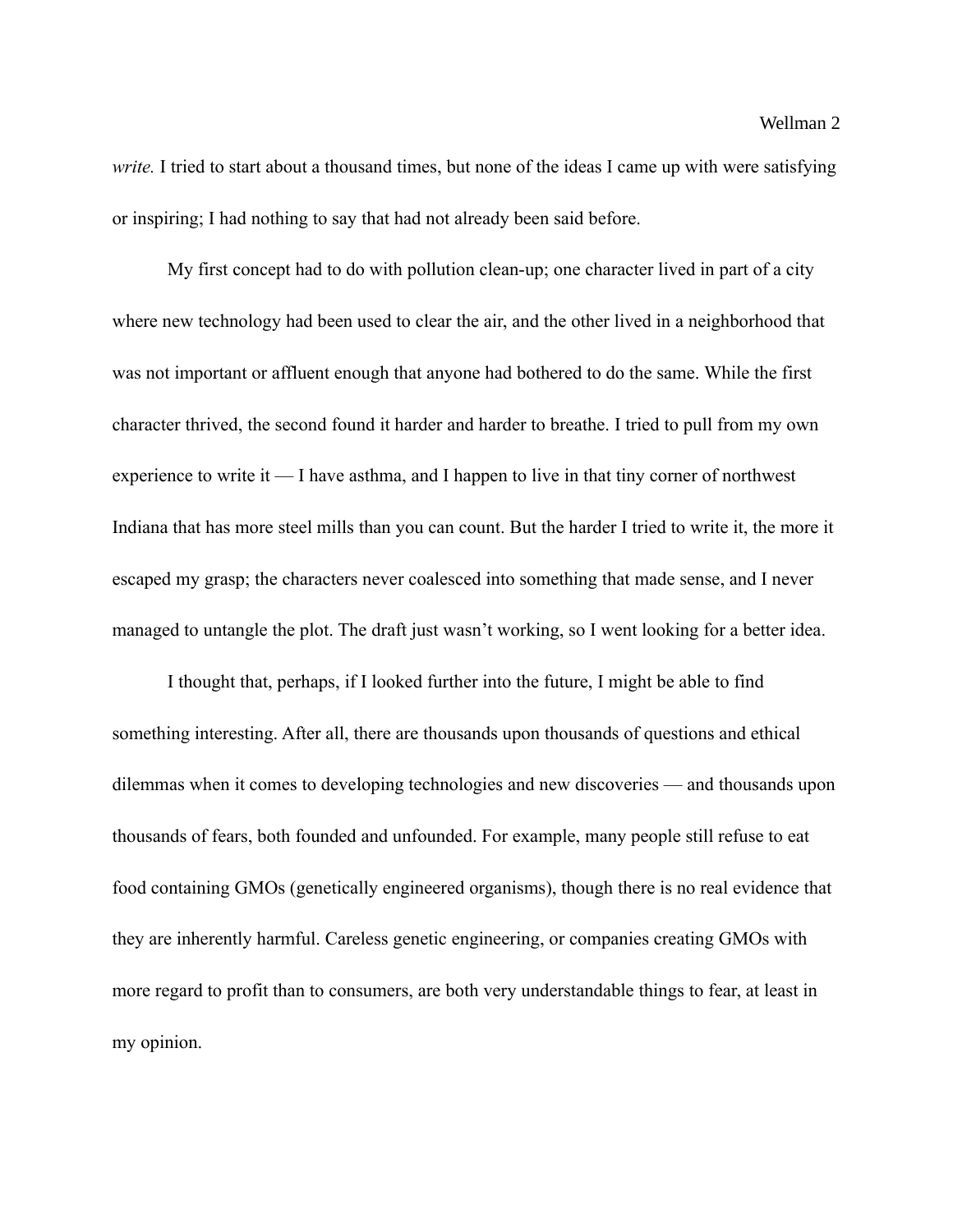*write.* I tried to start about a thousand times, but none of the ideas I came up with were satisfying or inspiring; I had nothing to say that had not already been said before.

My first concept had to do with pollution clean-up; one character lived in part of a city where new technology had been used to clear the air, and the other lived in a neighborhood that was not important or affluent enough that anyone had bothered to do the same. While the first character thrived, the second found it harder and harder to breathe. I tried to pull from my own experience to write it — I have asthma, and I happen to live in that tiny corner of northwest Indiana that has more steel mills than you can count. But the harder I tried to write it, the more it escaped my grasp; the characters never coalesced into something that made sense, and I never managed to untangle the plot. The draft just wasn't working, so I went looking for a better idea.

I thought that, perhaps, if I looked further into the future, I might be able to find something interesting. After all, there are thousands upon thousands of questions and ethical dilemmas when it comes to developing technologies and new discoveries — and thousands upon thousands of fears, both founded and unfounded. For example, many people still refuse to eat food containing GMOs (genetically engineered organisms), though there is no real evidence that they are inherently harmful. Careless genetic engineering, or companies creating GMOs with more regard to profit than to consumers, are both very understandable things to fear, at least in my opinion.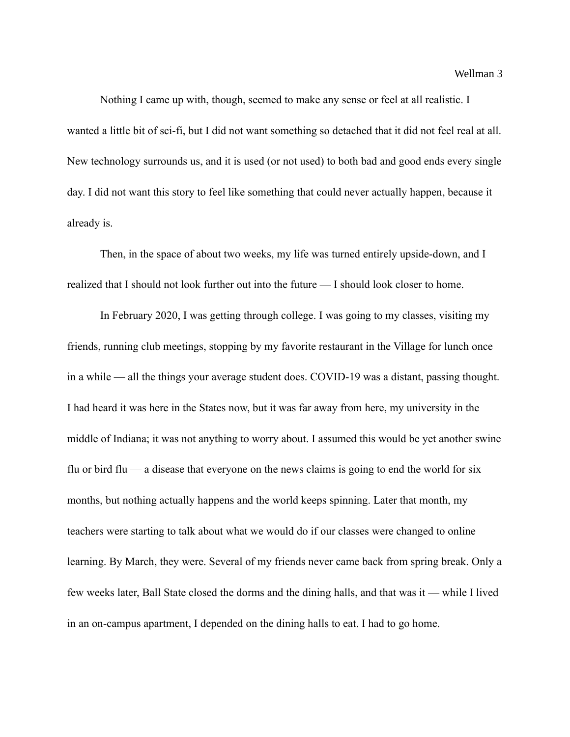Nothing I came up with, though, seemed to make any sense or feel at all realistic. I wanted a little bit of sci-fi, but I did not want something so detached that it did not feel real at all. New technology surrounds us, and it is used (or not used) to both bad and good ends every single day. I did not want this story to feel like something that could never actually happen, because it already is.

Then, in the space of about two weeks, my life was turned entirely upside-down, and I realized that I should not look further out into the future — I should look closer to home.

In February 2020, I was getting through college. I was going to my classes, visiting my friends, running club meetings, stopping by my favorite restaurant in the Village for lunch once in a while — all the things your average student does. COVID-19 was a distant, passing thought. I had heard it was here in the States now, but it was far away from here, my university in the middle of Indiana; it was not anything to worry about. I assumed this would be yet another swine flu or bird flu — a disease that everyone on the news claims is going to end the world for six months, but nothing actually happens and the world keeps spinning. Later that month, my teachers were starting to talk about what we would do if our classes were changed to online learning. By March, they were. Several of my friends never came back from spring break. Only a few weeks later, Ball State closed the dorms and the dining halls, and that was it — while I lived in an on-campus apartment, I depended on the dining halls to eat. I had to go home.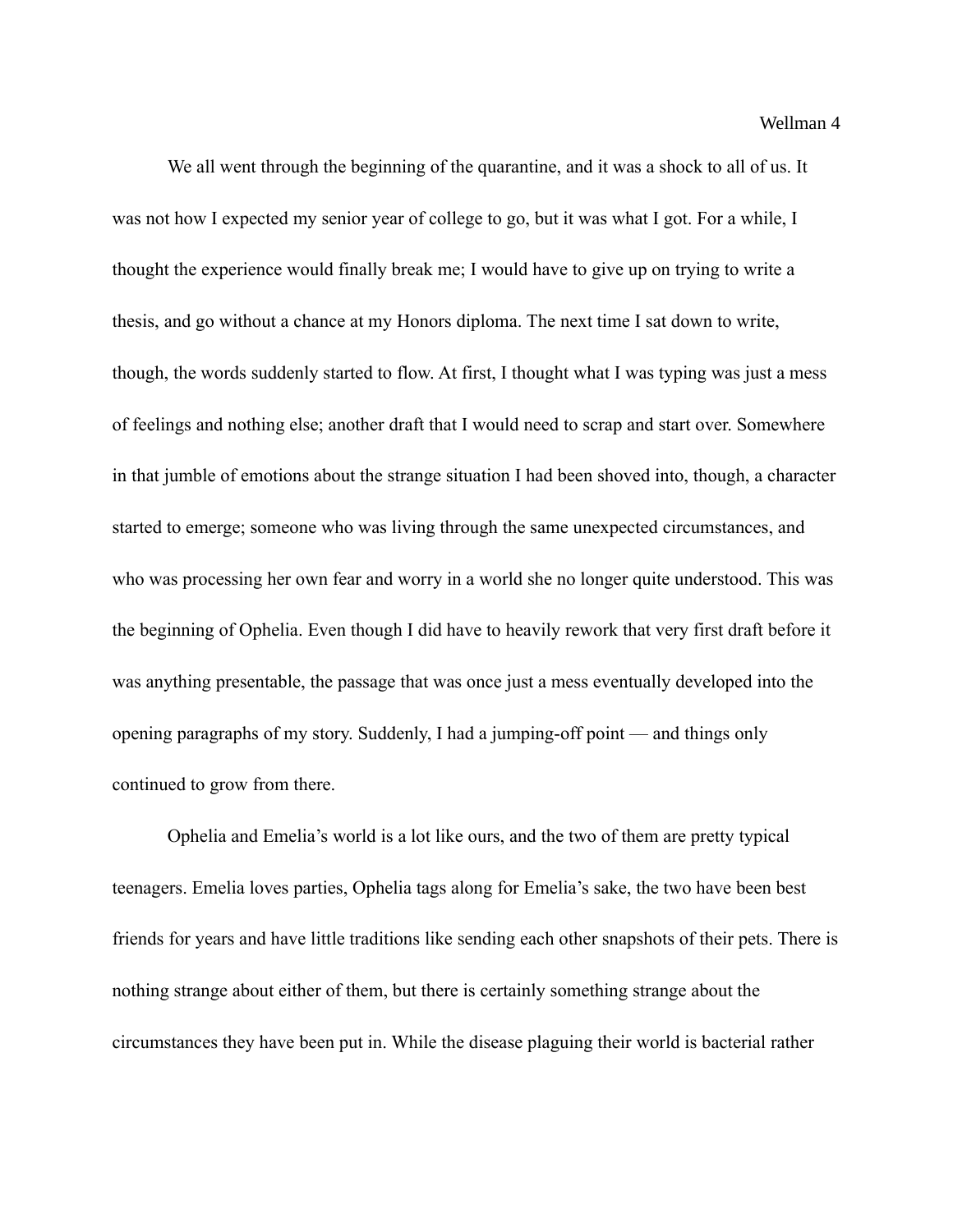We all went through the beginning of the quarantine, and it was a shock to all of us. It was not how I expected my senior year of college to go, but it was what I got. For a while, I thought the experience would finally break me; I would have to give up on trying to write a thesis, and go without a chance at my Honors diploma. The next time I sat down to write, though, the words suddenly started to flow. At first, I thought what I was typing was just a mess of feelings and nothing else; another draft that I would need to scrap and start over. Somewhere in that jumble of emotions about the strange situation I had been shoved into, though, a character started to emerge; someone who was living through the same unexpected circumstances, and who was processing her own fear and worry in a world she no longer quite understood. This was the beginning of Ophelia. Even though I did have to heavily rework that very first draft before it was anything presentable, the passage that was once just a mess eventually developed into the opening paragraphs of my story. Suddenly, I had a jumping-off point — and things only continued to grow from there.

Ophelia and Emelia's world is a lot like ours, and the two of them are pretty typical teenagers. Emelia loves parties, Ophelia tags along for Emelia's sake, the two have been best friends for years and have little traditions like sending each other snapshots of their pets. There is nothing strange about either of them, but there is certainly something strange about the circumstances they have been put in. While the disease plaguing their world is bacterial rather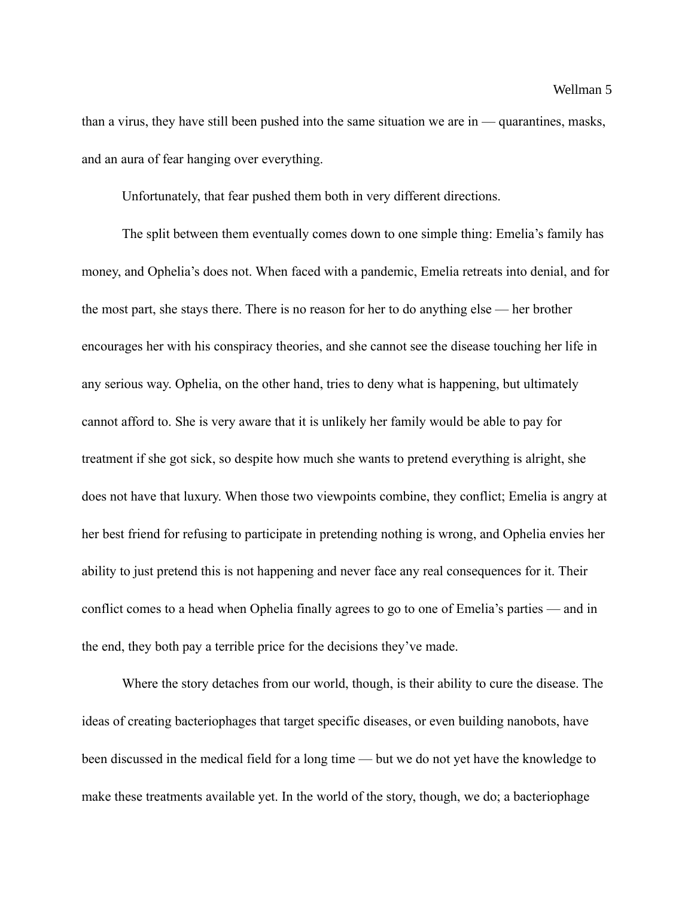than a virus, they have still been pushed into the same situation we are in — quarantines, masks, and an aura of fear hanging over everything.

Unfortunately, that fear pushed them both in very different directions.

The split between them eventually comes down to one simple thing: Emelia's family has money, and Ophelia's does not. When faced with a pandemic, Emelia retreats into denial, and for the most part, she stays there. There is no reason for her to do anything else — her brother encourages her with his conspiracy theories, and she cannot see the disease touching her life in any serious way. Ophelia, on the other hand, tries to deny what is happening, but ultimately cannot afford to. She is very aware that it is unlikely her family would be able to pay for treatment if she got sick, so despite how much she wants to pretend everything is alright, she does not have that luxury. When those two viewpoints combine, they conflict; Emelia is angry at her best friend for refusing to participate in pretending nothing is wrong, and Ophelia envies her ability to just pretend this is not happening and never face any real consequences for it. Their conflict comes to a head when Ophelia finally agrees to go to one of Emelia's parties — and in the end, they both pay a terrible price for the decisions they've made.

Where the story detaches from our world, though, is their ability to cure the disease. The ideas of creating bacteriophages that target specific diseases, or even building nanobots, have been discussed in the medical field for a long time — but we do not yet have the knowledge to make these treatments available yet. In the world of the story, though, we do; a bacteriophage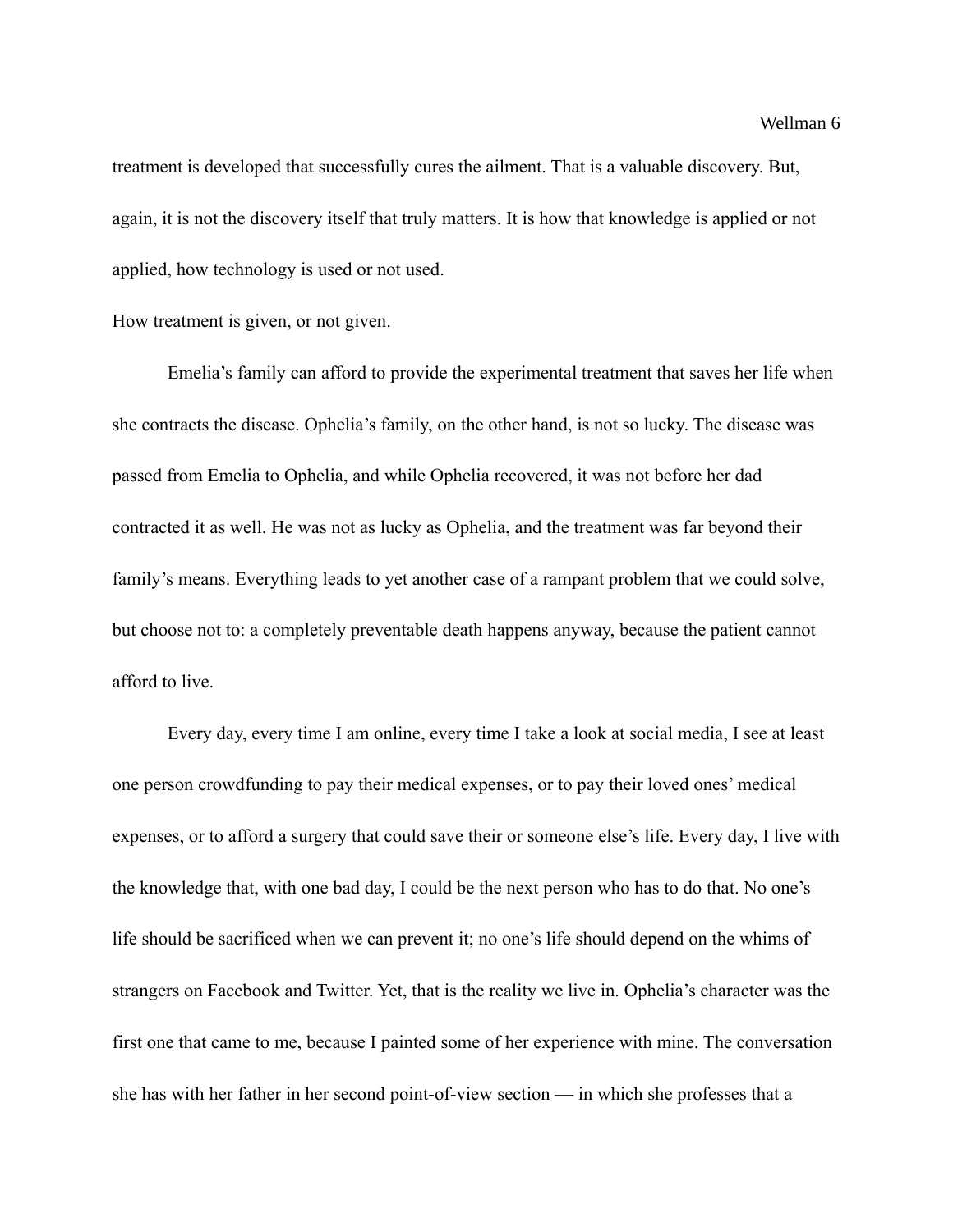treatment is developed that successfully cures the ailment. That is a valuable discovery. But, again, it is not the discovery itself that truly matters. It is how that knowledge is applied or not applied, how technology is used or not used.

How treatment is given, or not given.

Emelia's family can afford to provide the experimental treatment that saves her life when she contracts the disease. Ophelia's family, on the other hand, is not so lucky. The disease was passed from Emelia to Ophelia, and while Ophelia recovered, it was not before her dad contracted it as well. He was not as lucky as Ophelia, and the treatment was far beyond their family's means. Everything leads to yet another case of a rampant problem that we could solve, but choose not to: a completely preventable death happens anyway, because the patient cannot afford to live.

Every day, every time I am online, every time I take a look at social media, I see at least one person crowdfunding to pay their medical expenses, or to pay their loved ones' medical expenses, or to afford a surgery that could save their or someone else's life. Every day, I live with the knowledge that, with one bad day, I could be the next person who has to do that. No one's life should be sacrificed when we can prevent it; no one's life should depend on the whims of strangers on Facebook and Twitter. Yet, that is the reality we live in. Ophelia's character was the first one that came to me, because I painted some of her experience with mine. The conversation she has with her father in her second point-of-view section — in which she professes that a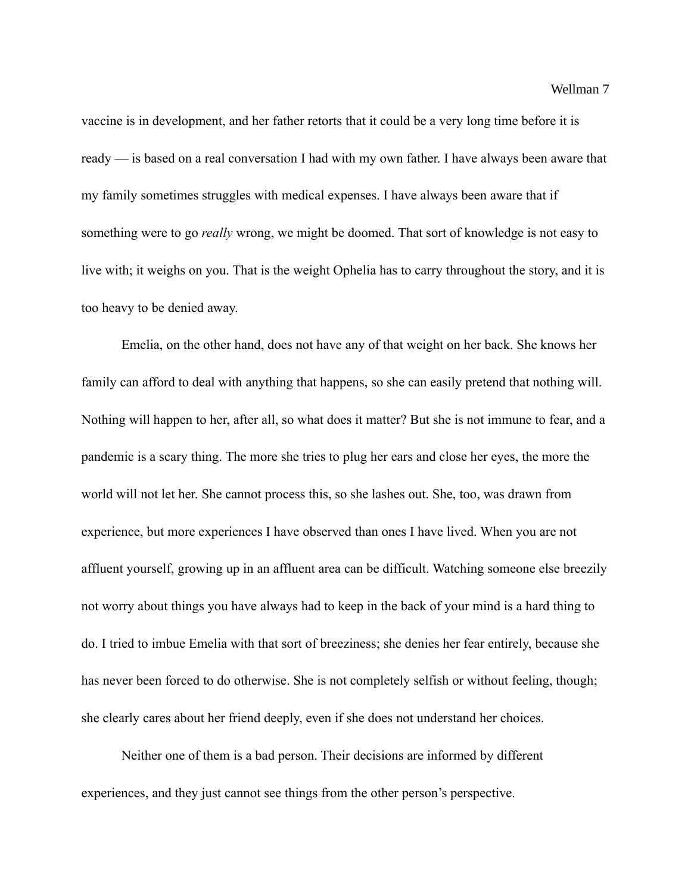vaccine is in development, and her father retorts that it could be a very long time before it is ready — is based on a real conversation I had with my own father. I have always been aware that my family sometimes struggles with medical expenses. I have always been aware that if something were to go *really* wrong, we might be doomed. That sort of knowledge is not easy to live with; it weighs on you. That is the weight Ophelia has to carry throughout the story, and it is too heavy to be denied away.

Emelia, on the other hand, does not have any of that weight on her back. She knows her family can afford to deal with anything that happens, so she can easily pretend that nothing will. Nothing will happen to her, after all, so what does it matter? But she is not immune to fear, and a pandemic is a scary thing. The more she tries to plug her ears and close her eyes, the more the world will not let her. She cannot process this, so she lashes out. She, too, was drawn from experience, but more experiences I have observed than ones I have lived. When you are not affluent yourself, growing up in an affluent area can be difficult. Watching someone else breezily not worry about things you have always had to keep in the back of your mind is a hard thing to do. I tried to imbue Emelia with that sort of breeziness; she denies her fear entirely, because she has never been forced to do otherwise. She is not completely selfish or without feeling, though; she clearly cares about her friend deeply, even if she does not understand her choices.

Neither one of them is a bad person. Their decisions are informed by different experiences, and they just cannot see things from the other person's perspective.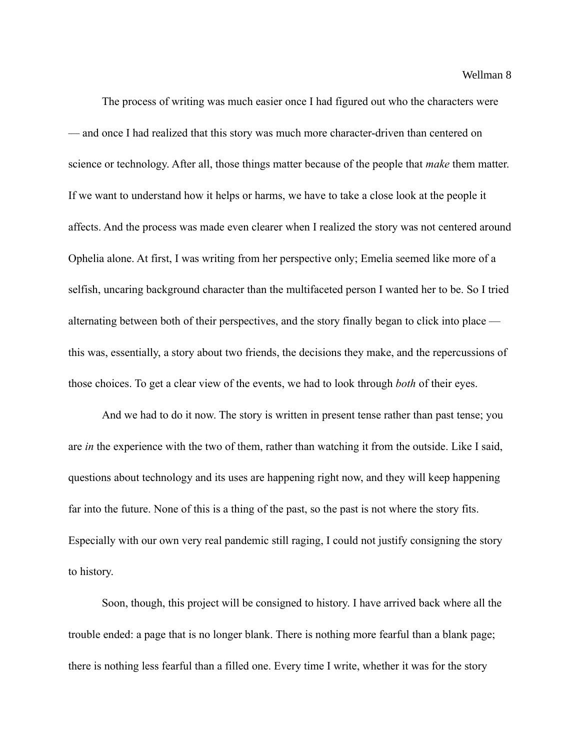The process of writing was much easier once I had figured out who the characters were — and once I had realized that this story was much more character-driven than centered on science or technology. After all, those things matter because of the people that *make* them matter. If we want to understand how it helps or harms, we have to take a close look at the people it affects. And the process was made even clearer when I realized the story was not centered around Ophelia alone. At first, I was writing from her perspective only; Emelia seemed like more of a selfish, uncaring background character than the multifaceted person I wanted her to be. So I tried alternating between both of their perspectives, and the story finally began to click into place — this was, essentially, a story about two friends, the decisions they make, and the repercussions of those choices. To get a clear view of the events, we had to look through *both* of their eyes.

And we had to do it now. The story is written in present tense rather than past tense; you are *in* the experience with the two of them, rather than watching it from the outside. Like I said, questions about technology and its uses are happening right now, and they will keep happening far into the future. None of this is a thing of the past, so the past is not where the story fits. Especially with our own very real pandemic still raging, I could not justify consigning the story to history.

Soon, though, this project will be consigned to history. I have arrived back where all the trouble ended: a page that is no longer blank. There is nothing more fearful than a blank page; there is nothing less fearful than a filled one. Every time I write, whether it was for the story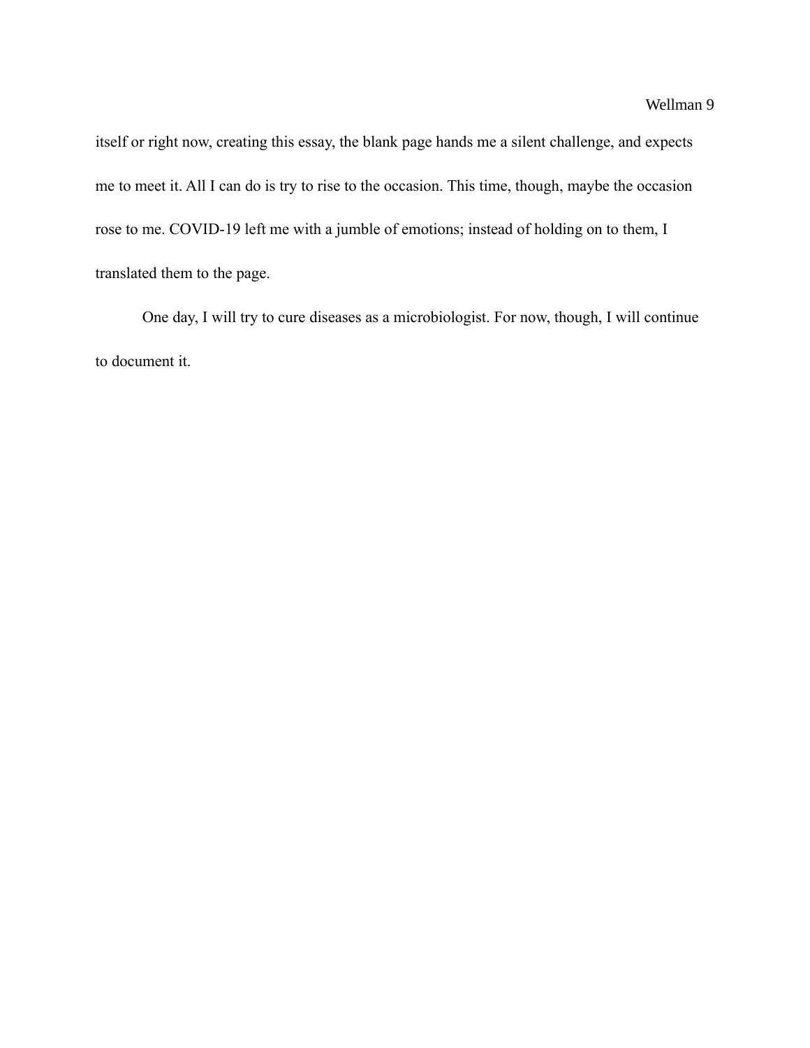itself or right now, creating this essay, the blank page hands me a silent challenge, and expects me to meet it. All I can do is try to rise to the occasion. This time, though, maybe the occasion rose to me. COVID-19 left me with a jumble of emotions; instead of holding on to them, I translated them to the page.

One day, I will try to cure diseases as a microbiologist. For now, though, I will continue to document it.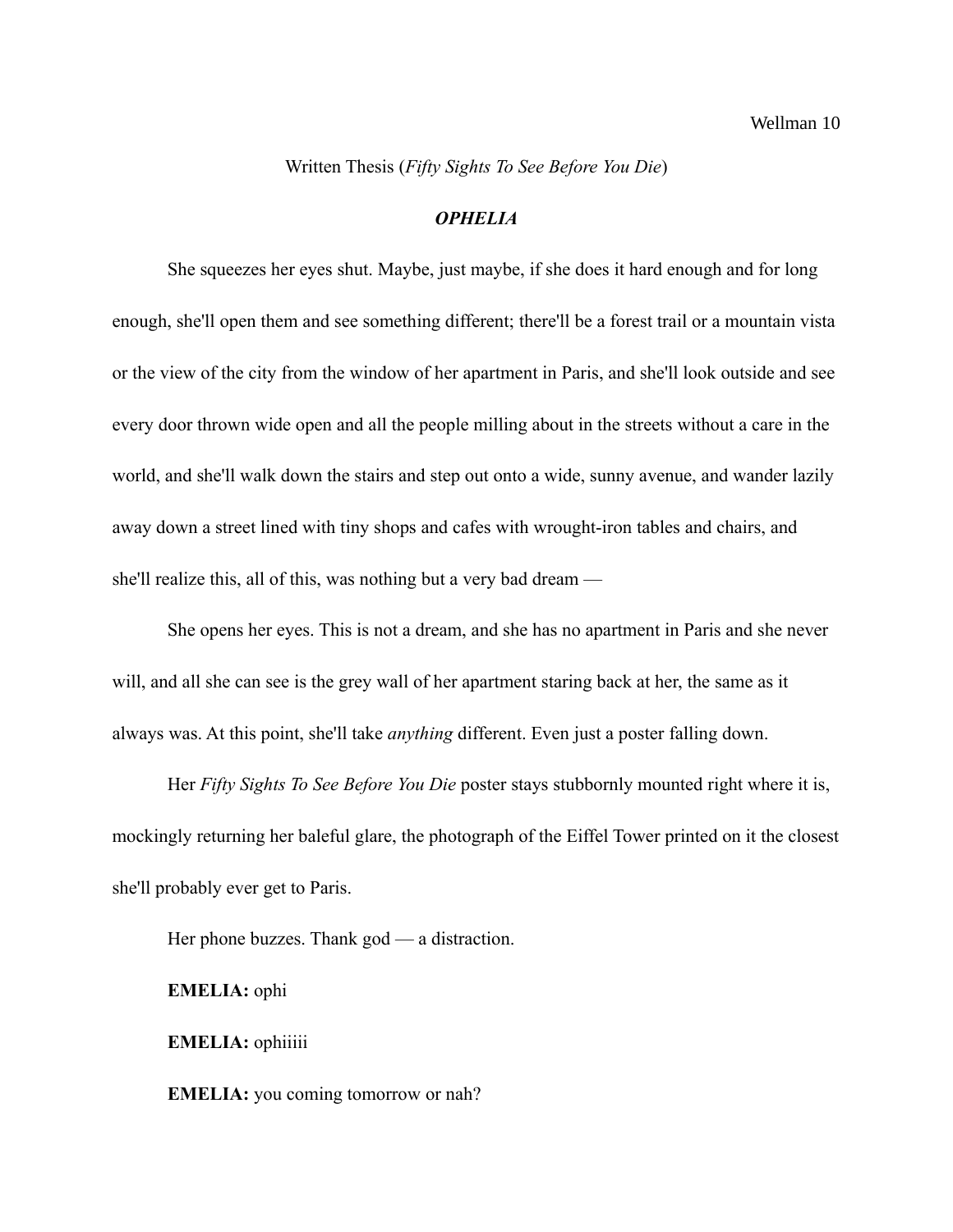Written Thesis (*Fifty Sights To See Before You Die*)

## ***OPHELIA***

She squeezes her eyes shut. Maybe, just maybe, if she does it hard enough and for long enough, she'll open them and see something different; there'll be a forest trail or a mountain vista or the view of the city from the window of her apartment in Paris, and she'll look outside and see every door thrown wide open and all the people milling about in the streets without a care in the world, and she'll walk down the stairs and step out onto a wide, sunny avenue, and wander lazily away down a street lined with tiny shops and cafes with wrought-iron tables and chairs, and she'll realize this, all of this, was nothing but a very bad dream —

She opens her eyes. This is not a dream, and she has no apartment in Paris and she never will, and all she can see is the grey wall of her apartment staring back at her, the same as it always was. At this point, she'll take *anything* different. Even just a poster falling down.

Her *Fifty Sights To See Before You Die* poster stays stubbornly mounted right where it is, mockingly returning her baleful glare, the photograph of the Eiffel Tower printed on it the closest she'll probably ever get to Paris.

Her phone buzzes. Thank god — a distraction.

**EMELIA:** ophi

**EMELIA:** ophiiiii

**EMELIA:** you coming tomorrow or nah?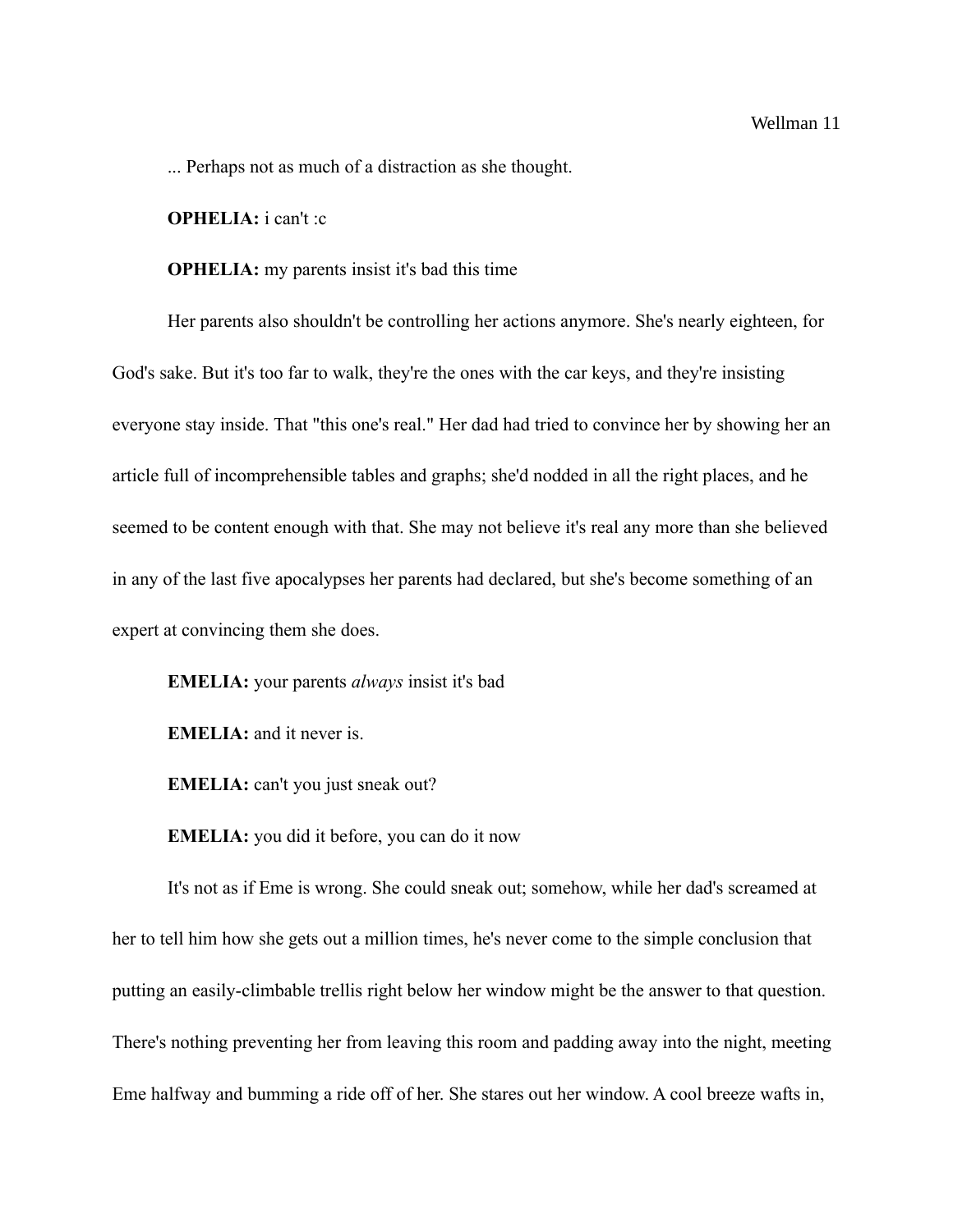... Perhaps not as much of a distraction as she thought.

**OPHELIA:** i can't :c

**OPHELIA:** my parents insist it's bad this time

Her parents also shouldn't be controlling her actions anymore. She's nearly eighteen, for God's sake. But it's too far to walk, they're the ones with the car keys, and they're insisting everyone stay inside. That "this one's real." Her dad had tried to convince her by showing her an article full of incomprehensible tables and graphs; she'd nodded in all the right places, and he seemed to be content enough with that. She may not believe it's real any more than she believed in any of the last five apocalypses her parents had declared, but she's become something of an expert at convincing them she does.

**EMELIA:** your parents *always* insist it's bad

**EMELIA:** and it never is.

**EMELIA:** can't you just sneak out?

**EMELIA:** you did it before, you can do it now

It's not as if Eme is wrong. She could sneak out; somehow, while her dad's screamed at her to tell him how she gets out a million times, he's never come to the simple conclusion that putting an easily-climbable trellis right below her window might be the answer to that question. There's nothing preventing her from leaving this room and padding away into the night, meeting Eme halfway and bumming a ride off of her. She stares out her window. A cool breeze wafts in,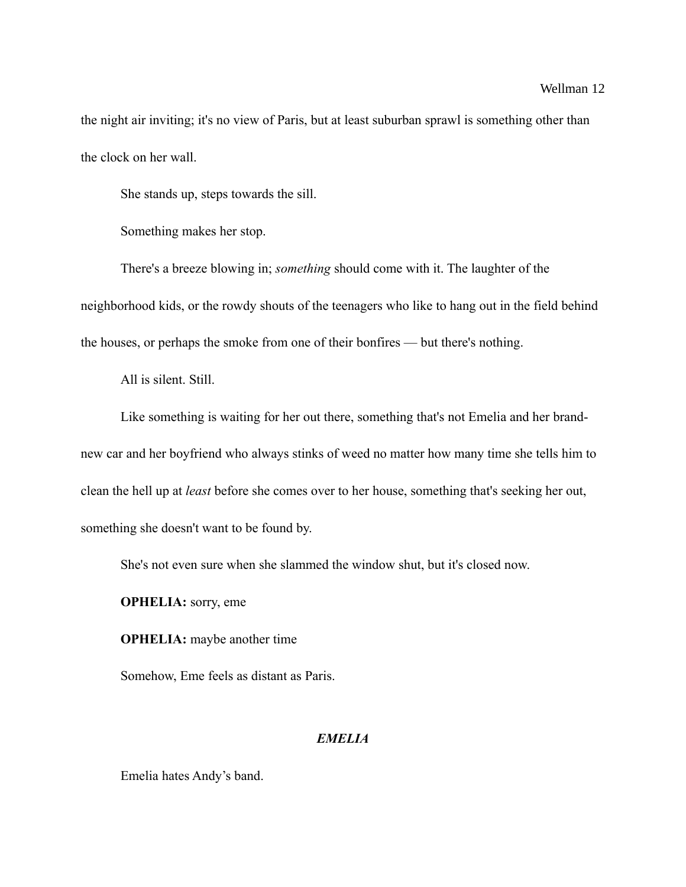the night air inviting; it's no view of Paris, but at least suburban sprawl is something other than the clock on her wall.

She stands up, steps towards the sill.

Something makes her stop.

There's a breeze blowing in; *something* should come with it. The laughter of the neighborhood kids, or the rowdy shouts of the teenagers who like to hang out in the field behind the houses, or perhaps the smoke from one of their bonfires — but there's nothing.

All is silent. Still.

Like something is waiting for her out there, something that's not Emelia and her brand-new car and her boyfriend who always stinks of weed no matter how many time she tells him to clean the hell up at *least* before she comes over to her house, something that's seeking her out, something she doesn't want to be found by.

She's not even sure when she slammed the window shut, but it's closed now.

**OPHELIA:** sorry, eme

**OPHELIA:** maybe another time

Somehow, Eme feels as distant as Paris.

### ***EMELIA***

Emelia hates Andy's band.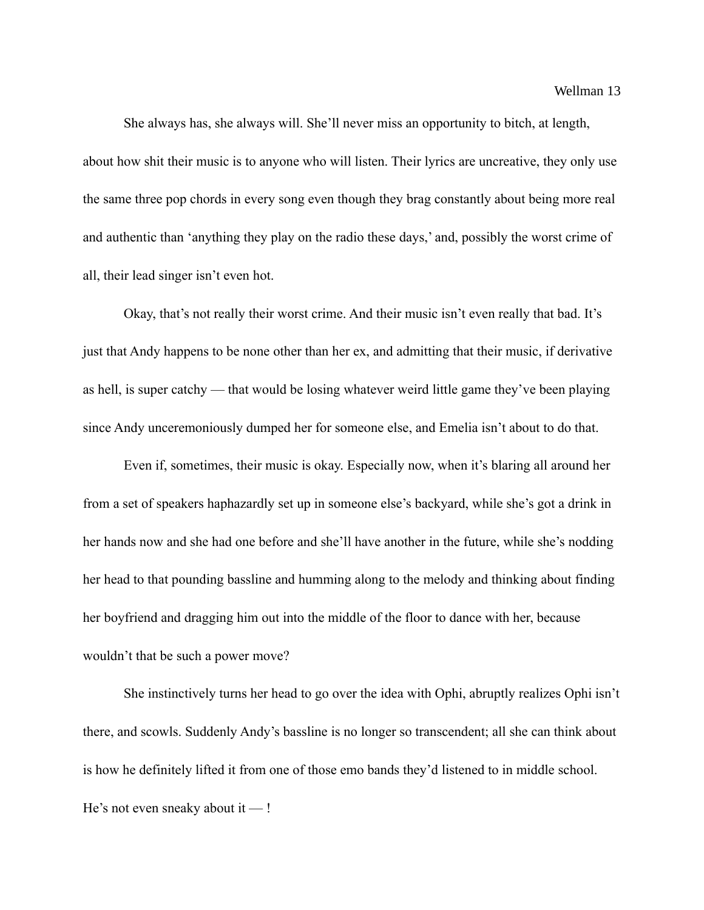She always has, she always will. She'll never miss an opportunity to bitch, at length, about how shit their music is to anyone who will listen. Their lyrics are uncreative, they only use the same three pop chords in every song even though they brag constantly about being more real and authentic than 'anything they play on the radio these days,' and, possibly the worst crime of all, their lead singer isn't even hot.

Okay, that's not really their worst crime. And their music isn't even really that bad. It's just that Andy happens to be none other than her ex, and admitting that their music, if derivative as hell, is super catchy — that would be losing whatever weird little game they've been playing since Andy unceremoniously dumped her for someone else, and Emelia isn't about to do that.

Even if, sometimes, their music is okay. Especially now, when it's blaring all around her from a set of speakers haphazardly set up in someone else's backyard, while she's got a drink in her hands now and she had one before and she'll have another in the future, while she's nodding her head to that pounding bassline and humming along to the melody and thinking about finding her boyfriend and dragging him out into the middle of the floor to dance with her, because wouldn't that be such a power move?

She instinctively turns her head to go over the idea with Ophi, abruptly realizes Ophi isn't there, and scowls. Suddenly Andy's bassline is no longer so transcendent; all she can think about is how he definitely lifted it from one of those emo bands they'd listened to in middle school. He's not even sneaky about it — !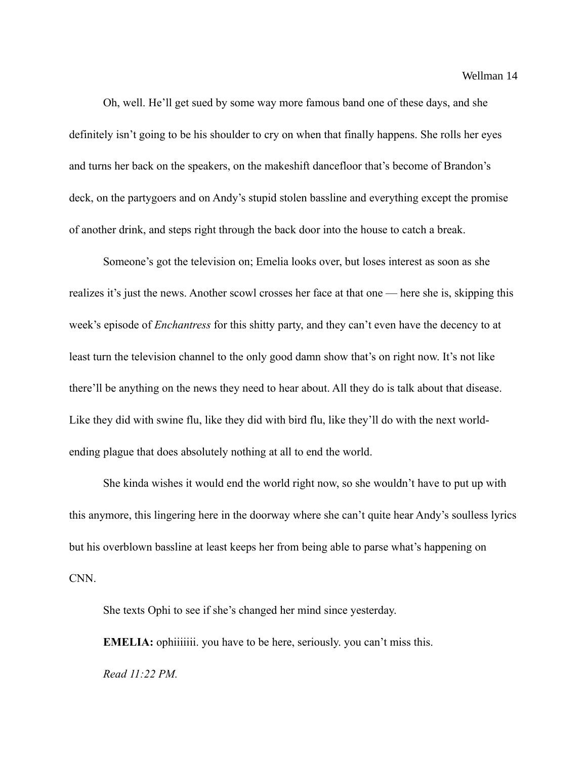Oh, well. He'll get sued by some way more famous band one of these days, and she definitely isn't going to be his shoulder to cry on when that finally happens. She rolls her eyes and turns her back on the speakers, on the makeshift dancefloor that's become of Brandon's deck, on the partygoers and on Andy's stupid stolen bassline and everything except the promise of another drink, and steps right through the back door into the house to catch a break.

Someone's got the television on; Emelia looks over, but loses interest as soon as she realizes it's just the news. Another scowl crosses her face at that one — here she is, skipping this week's episode of *Enchantress* for this shitty party, and they can't even have the decency to at least turn the television channel to the only good damn show that's on right now. It's not like there'll be anything on the news they need to hear about. All they do is talk about that disease. Like they did with swine flu, like they did with bird flu, like they'll do with the next world-ending plague that does absolutely nothing at all to end the world.

She kinda wishes it would end the world right now, so she wouldn't have to put up with this anymore, this lingering here in the doorway where she can't quite hear Andy's soulless lyrics but his overblown bassline at least keeps her from being able to parse what's happening on CNN.

She texts Ophi to see if she's changed her mind since yesterday.

**EMELIA:** ophiiiiiii. you have to be here, seriously. you can't miss this.

*Read 11:22 PM.*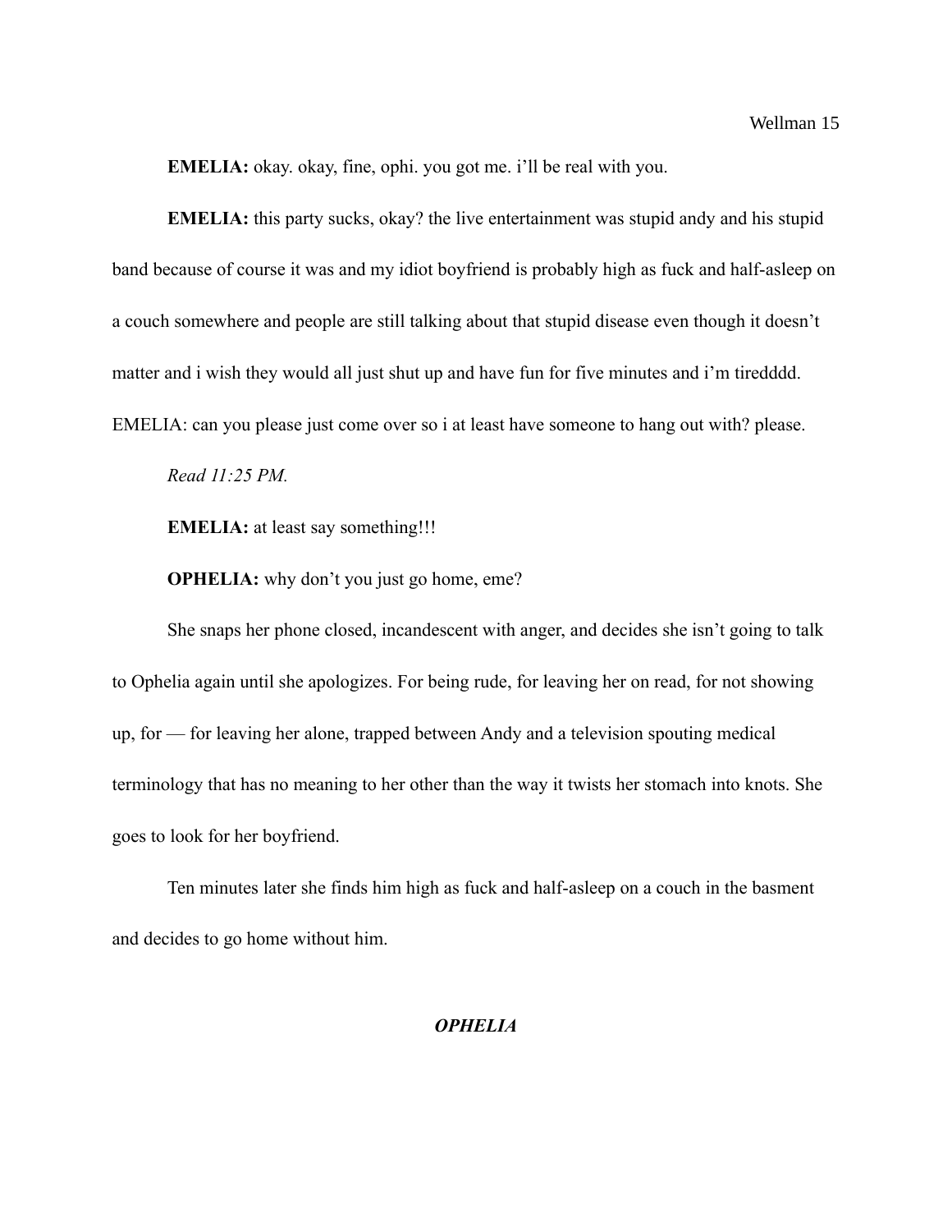**EMELIA:** okay. okay, fine, ophi. you got me. i'll be real with you.

**EMELIA:** this party sucks, okay? the live entertainment was stupid andy and his stupid band because of course it was and my idiot boyfriend is probably high as fuck and half-asleep on a couch somewhere and people are still talking about that stupid disease even though it doesn't matter and i wish they would all just shut up and have fun for five minutes and i'm tiredddd.

EMELIA: can you please just come over so i at least have someone to hang out with? please.

*Read 11:25 PM.*

**EMELIA:** at least say something!!!

**OPHELIA:** why don't you just go home, eme?

She snaps her phone closed, incandescent with anger, and decides she isn't going to talk to Ophelia again until she apologizes. For being rude, for leaving her on read, for not showing up, for — for leaving her alone, trapped between Andy and a television spouting medical terminology that has no meaning to her other than the way it twists her stomach into knots. She goes to look for her boyfriend.

Ten minutes later she finds him high as fuck and half-asleep on a couch in the basment and decides to go home without him.

***OPHELIA***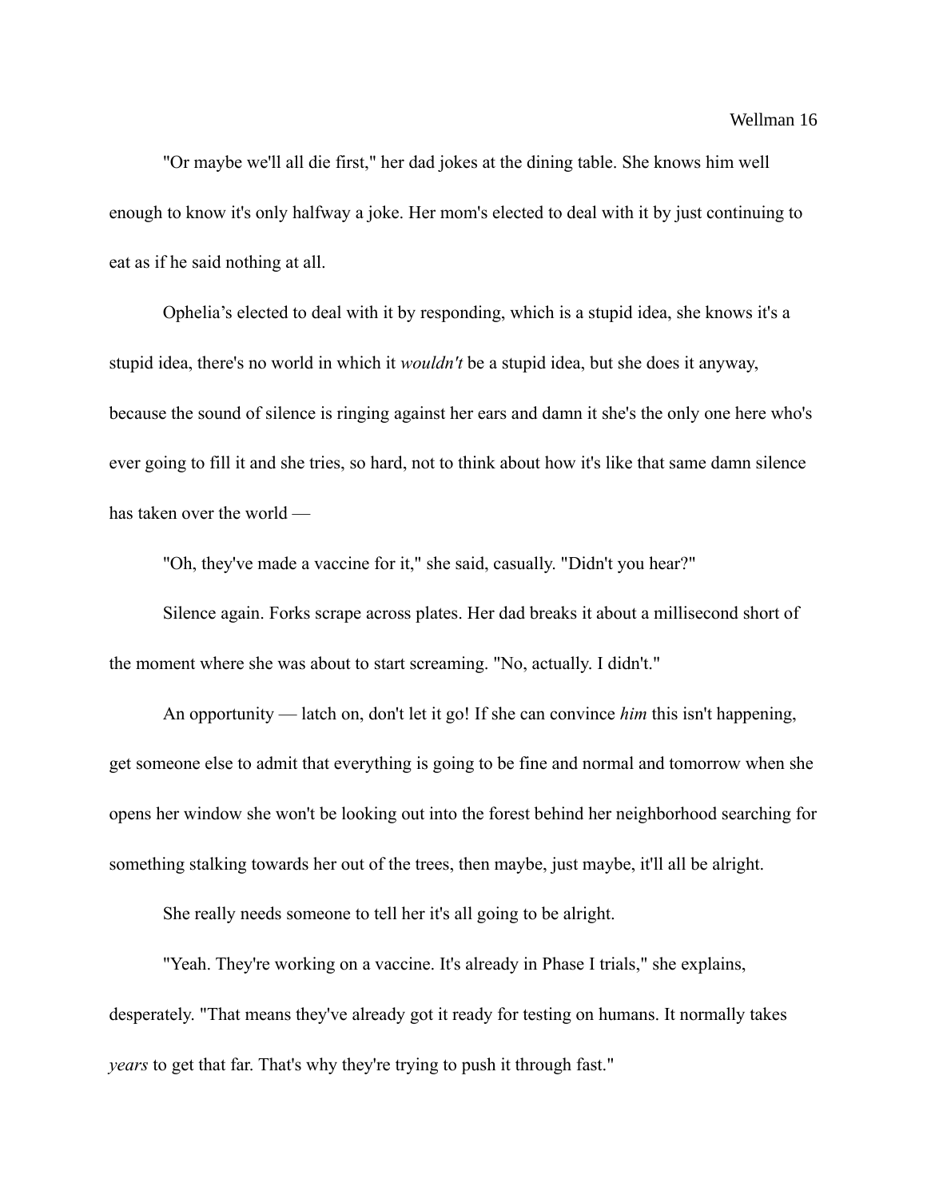"Or maybe we'll all die first," her dad jokes at the dining table. She knows him well enough to know it's only halfway a joke. Her mom's elected to deal with it by just continuing to eat as if he said nothing at all.

Ophelia's elected to deal with it by responding, which is a stupid idea, she knows it's a stupid idea, there's no world in which it *wouldn't* be a stupid idea, but she does it anyway, because the sound of silence is ringing against her ears and damn it she's the only one here who's ever going to fill it and she tries, so hard, not to think about how it's like that same damn silence has taken over the world —

"Oh, they've made a vaccine for it," she said, casually. "Didn't you hear?"

Silence again. Forks scrape across plates. Her dad breaks it about a millisecond short of the moment where she was about to start screaming. "No, actually. I didn't."

An opportunity — latch on, don't let it go! If she can convince *him* this isn't happening, get someone else to admit that everything is going to be fine and normal and tomorrow when she opens her window she won't be looking out into the forest behind her neighborhood searching for something stalking towards her out of the trees, then maybe, just maybe, it'll all be alright.

She really needs someone to tell her it's all going to be alright.

"Yeah. They're working on a vaccine. It's already in Phase I trials," she explains, desperately. "That means they've already got it ready for testing on humans. It normally takes *years* to get that far. That's why they're trying to push it through fast."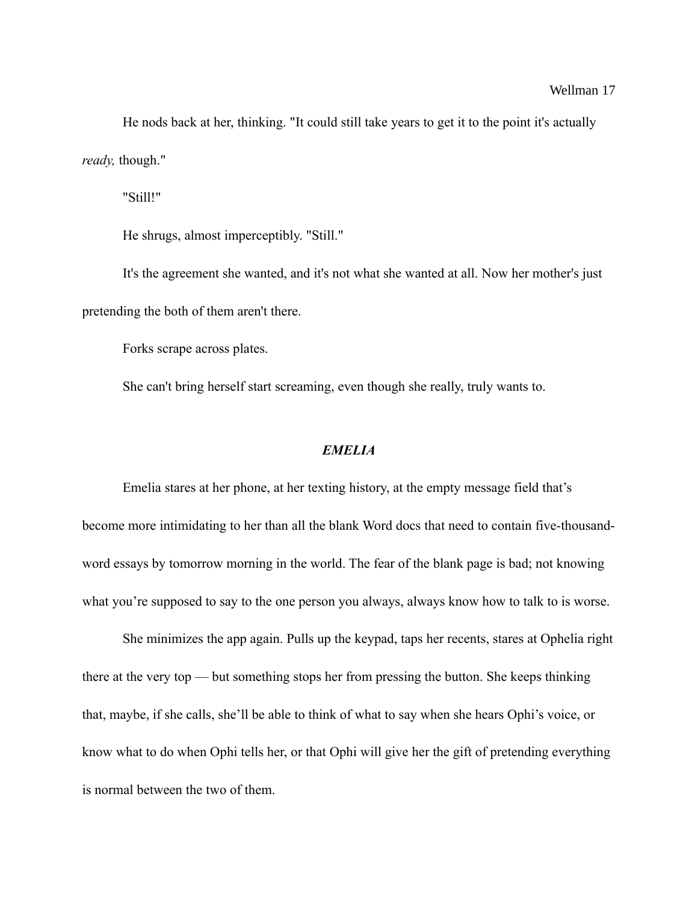He nods back at her, thinking. "It could still take years to get it to the point it's actually *ready,* though."

"Still!"

He shrugs, almost imperceptibly. "Still."

It's the agreement she wanted, and it's not what she wanted at all. Now her mother's just pretending the both of them aren't there.

Forks scrape across plates.

She can't bring herself start screaming, even though she really, truly wants to.

### ***EMELIA***

Emelia stares at her phone, at her texting history, at the empty message field that's become more intimidating to her than all the blank Word docs that need to contain five-thousand-word essays by tomorrow morning in the world. The fear of the blank page is bad; not knowing what you're supposed to say to the one person you always, always know how to talk to is worse.

She minimizes the app again. Pulls up the keypad, taps her recents, stares at Ophelia right there at the very top — but something stops her from pressing the button. She keeps thinking that, maybe, if she calls, she'll be able to think of what to say when she hears Ophi's voice, or know what to do when Ophi tells her, or that Ophi will give her the gift of pretending everything is normal between the two of them.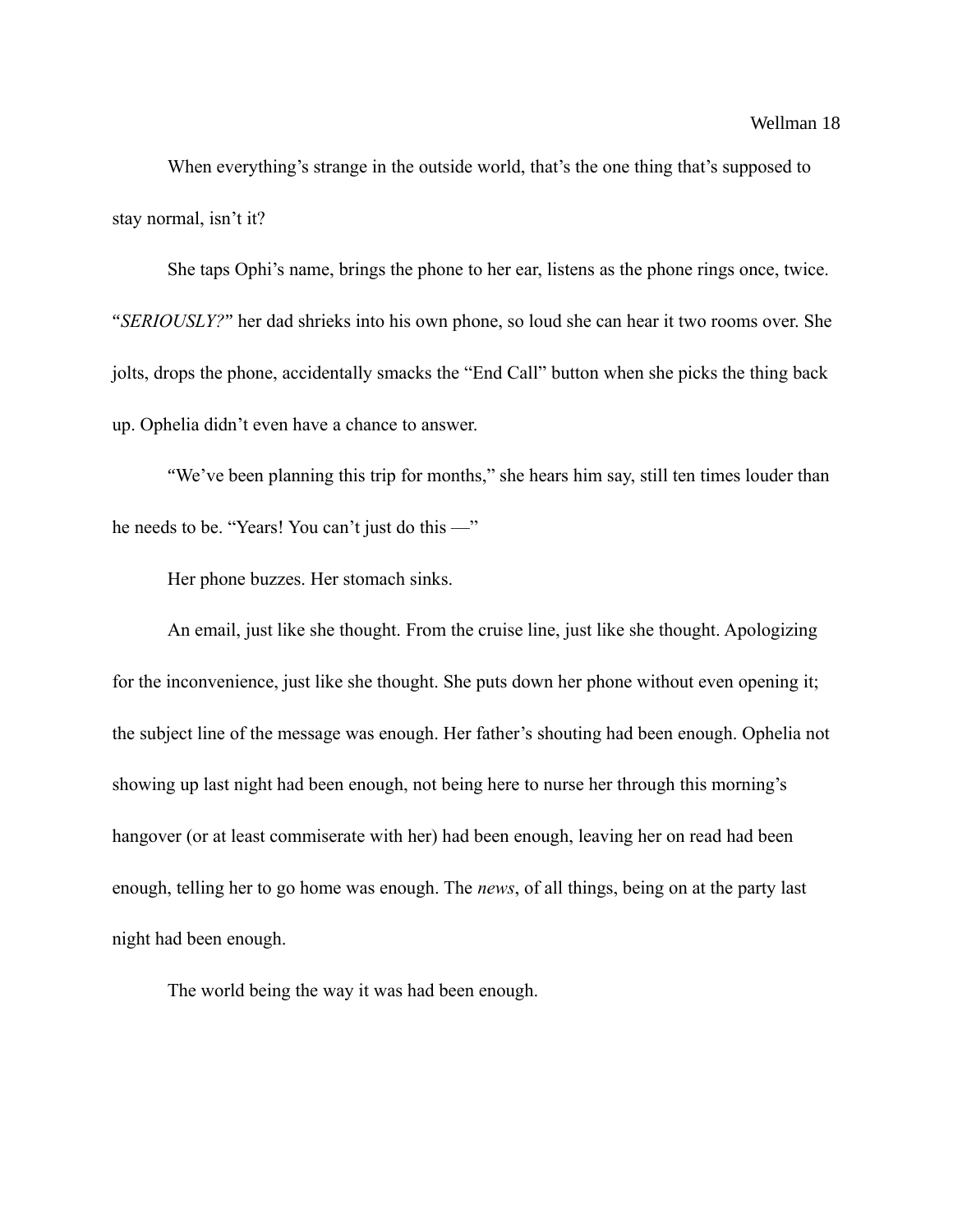When everything's strange in the outside world, that's the one thing that's supposed to stay normal, isn't it?

She taps Ophi's name, brings the phone to her ear, listens as the phone rings once, twice. "*SERIOUSLY?*" her dad shrieks into his own phone, so loud she can hear it two rooms over. She jolts, drops the phone, accidentally smacks the "End Call" button when she picks the thing back up. Ophelia didn't even have a chance to answer.

"We've been planning this trip for months," she hears him say, still ten times louder than he needs to be. "Years! You can't just do this —"

Her phone buzzes. Her stomach sinks.

An email, just like she thought. From the cruise line, just like she thought. Apologizing for the inconvenience, just like she thought. She puts down her phone without even opening it; the subject line of the message was enough. Her father's shouting had been enough. Ophelia not showing up last night had been enough, not being here to nurse her through this morning's hangover (or at least commiserate with her) had been enough, leaving her on read had been enough, telling her to go home was enough. The *news*, of all things, being on at the party last night had been enough.

The world being the way it was had been enough.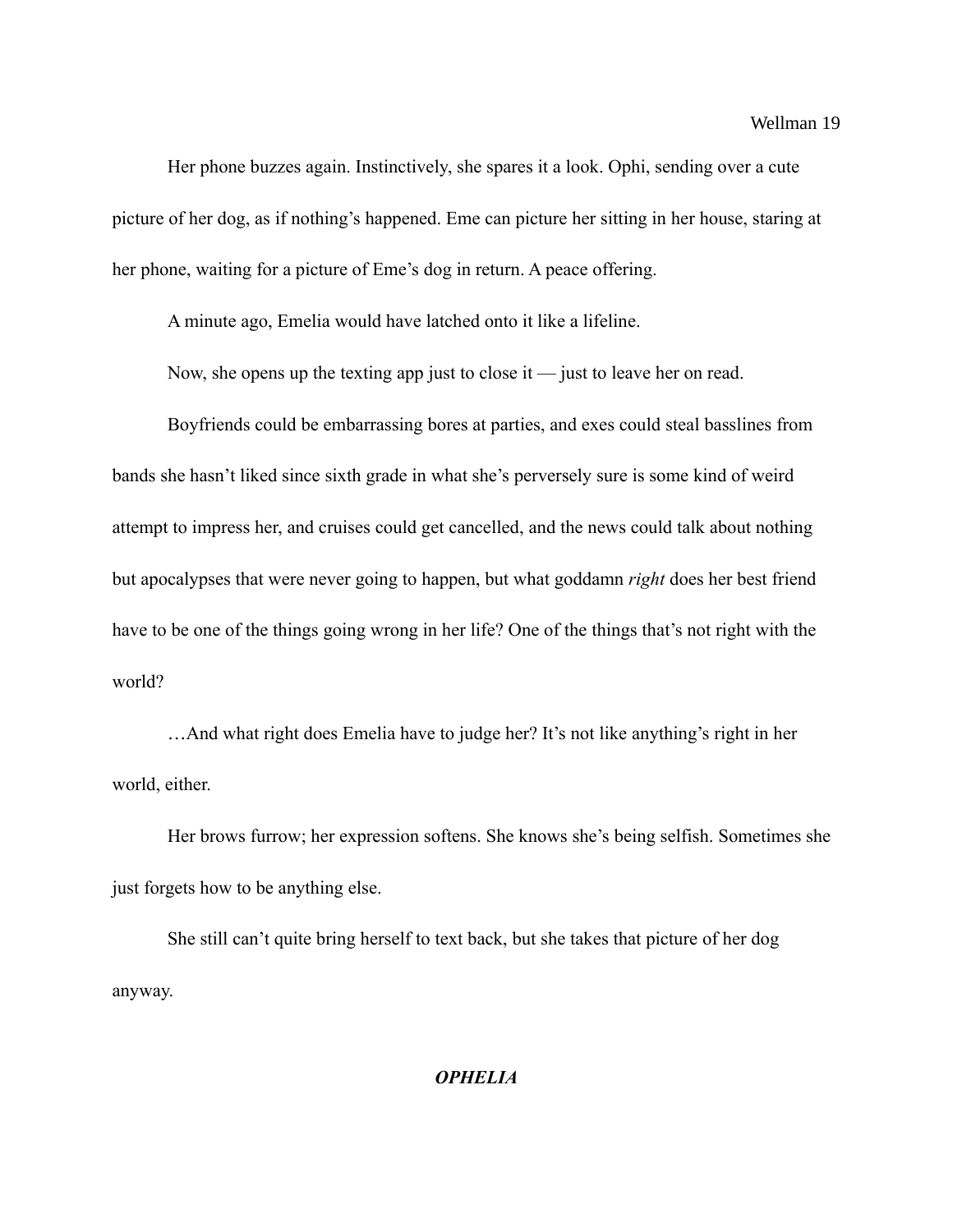Her phone buzzes again. Instinctively, she spares it a look. Ophi, sending over a cute picture of her dog, as if nothing's happened. Eme can picture her sitting in her house, staring at her phone, waiting for a picture of Eme's dog in return. A peace offering.

A minute ago, Emelia would have latched onto it like a lifeline.

Now, she opens up the texting app just to close it — just to leave her on read.

Boyfriends could be embarrassing bores at parties, and exes could steal basslines from bands she hasn't liked since sixth grade in what she's perversely sure is some kind of weird attempt to impress her, and cruises could get cancelled, and the news could talk about nothing but apocalypses that were never going to happen, but what goddamn *right* does her best friend have to be one of the things going wrong in her life? One of the things that's not right with the world?

…And what right does Emelia have to judge her? It's not like anything's right in her world, either.

Her brows furrow; her expression softens. She knows she's being selfish. Sometimes she just forgets how to be anything else.

She still can't quite bring herself to text back, but she takes that picture of her dog anyway.

## ***OPHELIA***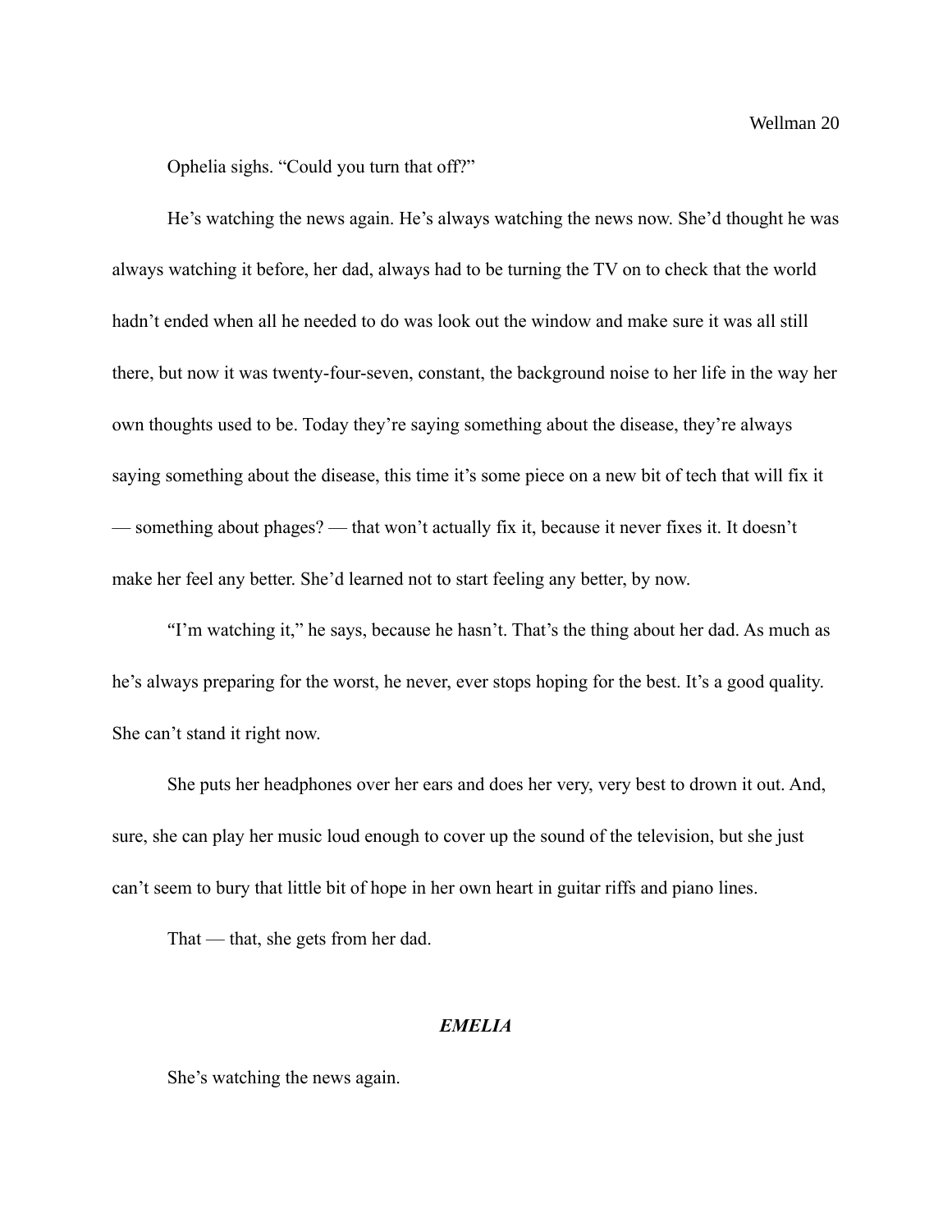Ophelia sighs. “Could you turn that off?”

He’s watching the news again. He’s always watching the news now. She’d thought he was always watching it before, her dad, always had to be turning the TV on to check that the world hadn’t ended when all he needed to do was look out the window and make sure it was all still there, but now it was twenty-four-seven, constant, the background noise to her life in the way her own thoughts used to be. Today they’re saying something about the disease, they’re always saying something about the disease, this time it’s some piece on a new bit of tech that will fix it — something about phages? — that won’t actually fix it, because it never fixes it. It doesn’t make her feel any better. She’d learned not to start feeling any better, by now.

“I’m watching it,” he says, because he hasn’t. That’s the thing about her dad. As much as he’s always preparing for the worst, he never, ever stops hoping for the best. It’s a good quality. She can’t stand it right now.

She puts her headphones over her ears and does her very, very best to drown it out. And, sure, she can play her music loud enough to cover up the sound of the television, but she just can’t seem to bury that little bit of hope in her own heart in guitar riffs and piano lines.

That — that, she gets from her dad.

### ***EMELIA***

She’s watching the news again.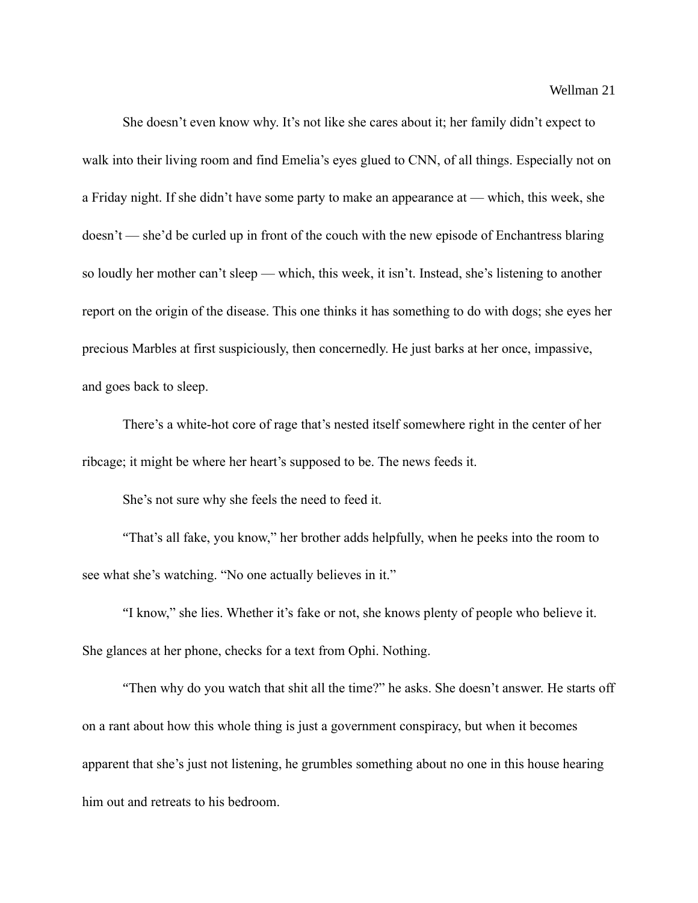She doesn't even know why. It's not like she cares about it; her family didn't expect to walk into their living room and find Emelia's eyes glued to CNN, of all things. Especially not on a Friday night. If she didn't have some party to make an appearance at — which, this week, she doesn't — she'd be curled up in front of the couch with the new episode of Enchantress blaring so loudly her mother can't sleep — which, this week, it isn't. Instead, she's listening to another report on the origin of the disease. This one thinks it has something to do with dogs; she eyes her precious Marbles at first suspiciously, then concernedly. He just barks at her once, impassive, and goes back to sleep.

There's a white-hot core of rage that's nested itself somewhere right in the center of her ribcage; it might be where her heart's supposed to be. The news feeds it.

She's not sure why she feels the need to feed it.

"That's all fake, you know," her brother adds helpfully, when he peeks into the room to see what she's watching. "No one actually believes in it."

"I know," she lies. Whether it's fake or not, she knows plenty of people who believe it. She glances at her phone, checks for a text from Ophi. Nothing.

"Then why do you watch that shit all the time?" he asks. She doesn't answer. He starts off on a rant about how this whole thing is just a government conspiracy, but when it becomes apparent that she's just not listening, he grumbles something about no one in this house hearing him out and retreats to his bedroom.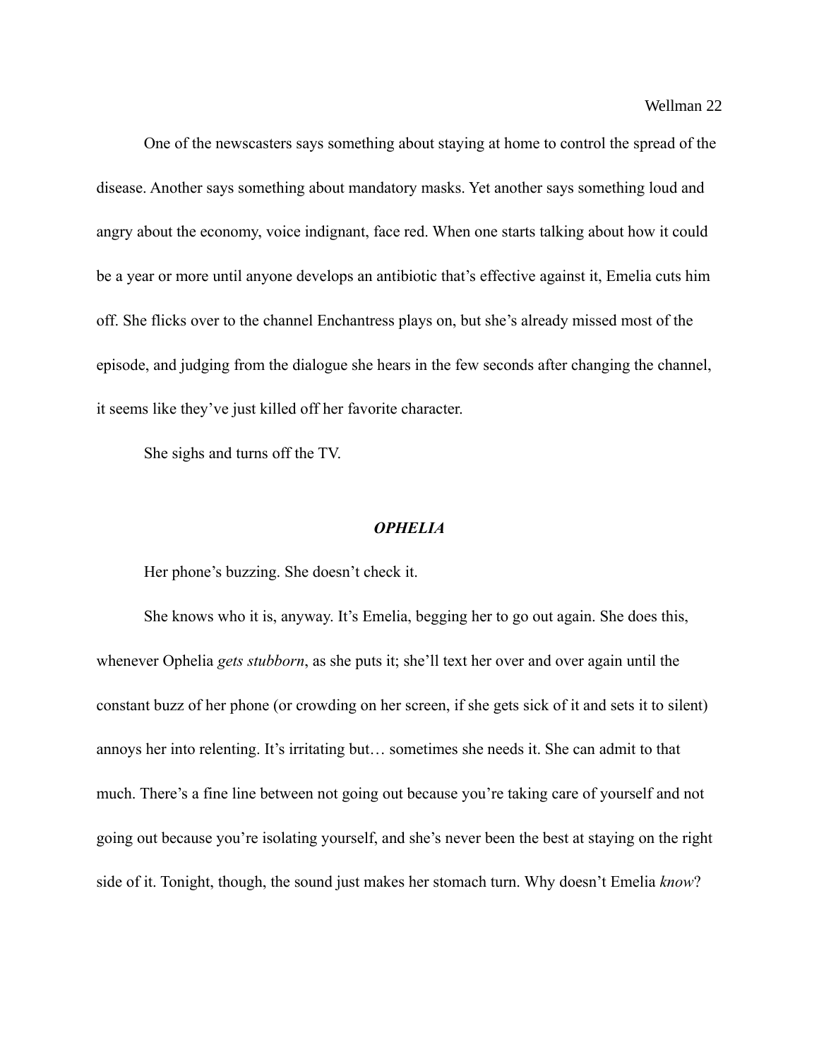One of the newscasters says something about staying at home to control the spread of the disease. Another says something about mandatory masks. Yet another says something loud and angry about the economy, voice indignant, face red. When one starts talking about how it could be a year or more until anyone develops an antibiotic that's effective against it, Emelia cuts him off. She flicks over to the channel Enchantress plays on, but she's already missed most of the episode, and judging from the dialogue she hears in the few seconds after changing the channel, it seems like they've just killed off her favorite character.

She sighs and turns off the TV.

### ***OPHELIA***

Her phone's buzzing. She doesn't check it.

She knows who it is, anyway. It's Emelia, begging her to go out again. She does this, whenever Ophelia *gets stubborn*, as she puts it; she'll text her over and over again until the constant buzz of her phone (or crowding on her screen, if she gets sick of it and sets it to silent) annoys her into relenting. It's irritating but… sometimes she needs it. She can admit to that much. There's a fine line between not going out because you're taking care of yourself and not going out because you're isolating yourself, and she's never been the best at staying on the right side of it. Tonight, though, the sound just makes her stomach turn. Why doesn't Emelia *know*?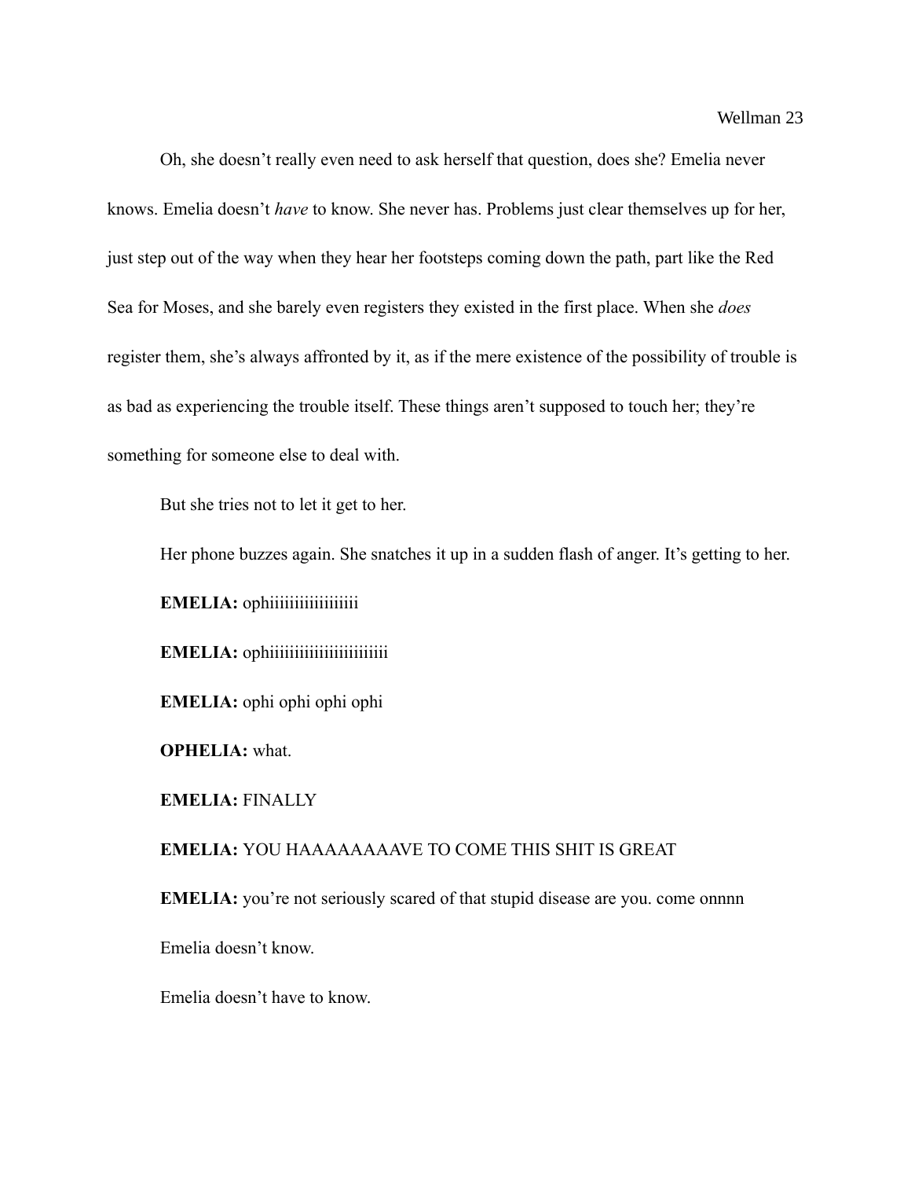Oh, she doesn't really even need to ask herself that question, does she? Emelia never knows. Emelia doesn't *have* to know. She never has. Problems just clear themselves up for her, just step out of the way when they hear her footsteps coming down the path, part like the Red Sea for Moses, and she barely even registers they existed in the first place. When she *does* register them, she's always affronted by it, as if the mere existence of the possibility of trouble is as bad as experiencing the trouble itself. These things aren't supposed to touch her; they're something for someone else to deal with.

But she tries not to let it get to her.

Her phone buzzes again. She snatches it up in a sudden flash of anger. It's getting to her.

**EMELIA:** ophiiiiiiiiiiiiiiiii

**EMELIA:** ophiiiiiiiiiiiiiiiiiiiiiii

**EMELIA:** ophi ophi ophi ophi

**OPHELIA:** what.

**EMELIA:** FINALLY

**EMELIA:** YOU HAAAAAAAAVE TO COME THIS SHIT IS GREAT

**EMELIA:** you're not seriously scared of that stupid disease are you. come onnnn

Emelia doesn't know.

Emelia doesn't have to know.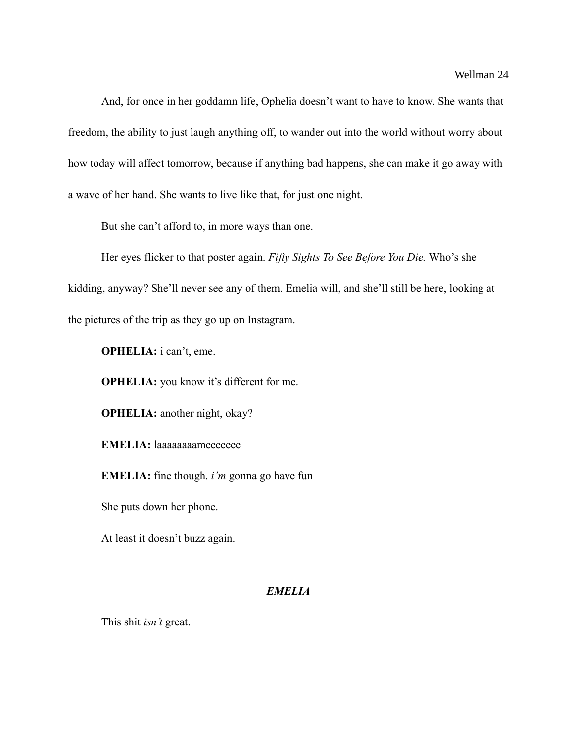And, for once in her goddamn life, Ophelia doesn't want to have to know. She wants that freedom, the ability to just laugh anything off, to wander out into the world without worry about how today will affect tomorrow, because if anything bad happens, she can make it go away with a wave of her hand. She wants to live like that, for just one night.

But she can't afford to, in more ways than one.

Her eyes flicker to that poster again. *Fifty Sights To See Before You Die.* Who's she kidding, anyway? She'll never see any of them. Emelia will, and she'll still be here, looking at the pictures of the trip as they go up on Instagram.

**OPHELIA:** i can't, eme.

**OPHELIA:** you know it's different for me.

**OPHELIA:** another night, okay?

**EMELIA:** laaaaaaaameeeeeee

**EMELIA:** fine though. *i'm* gonna go have fun

She puts down her phone.

At least it doesn't buzz again.

### ***EMELIA***

This shit *isn't* great.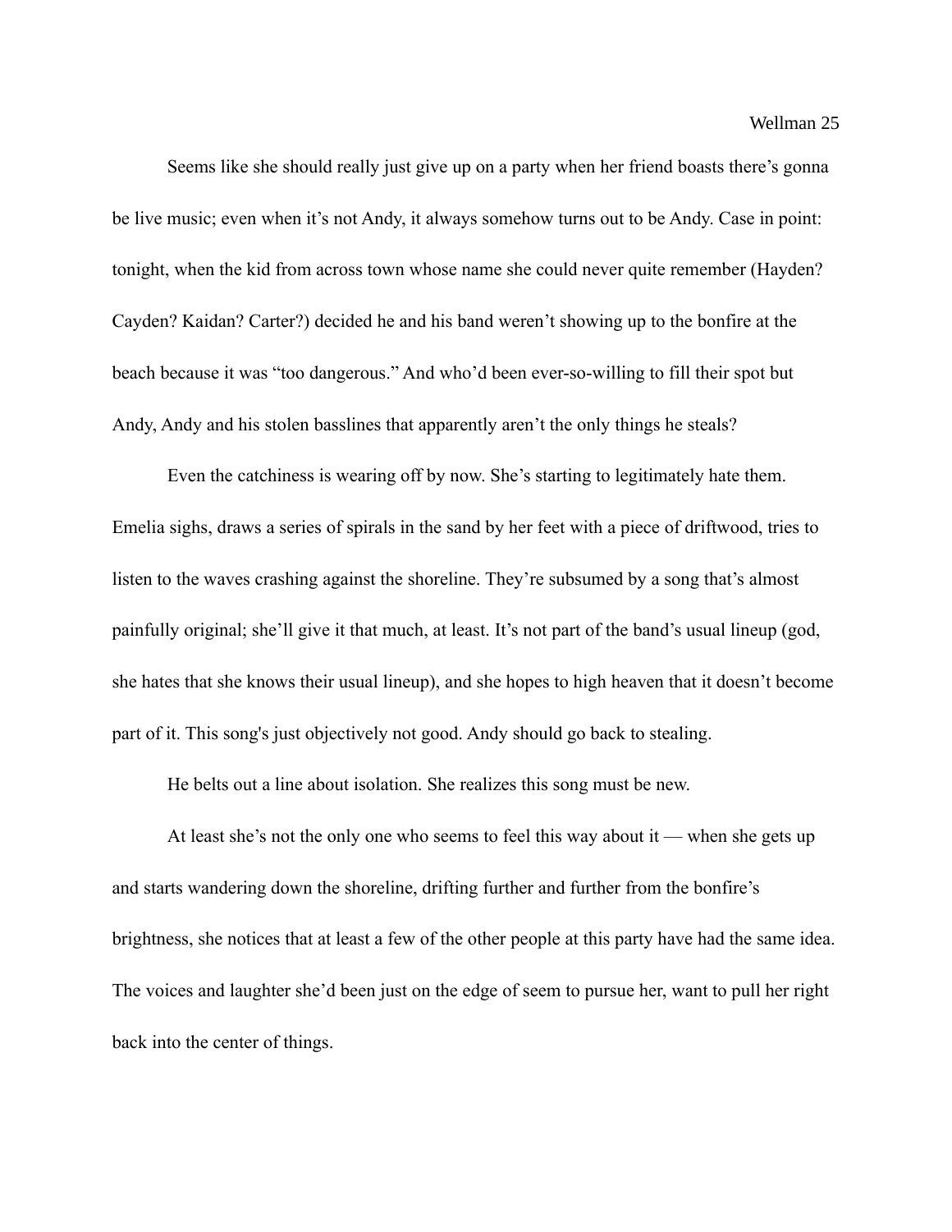Seems like she should really just give up on a party when her friend boasts there's gonna be live music; even when it's not Andy, it always somehow turns out to be Andy. Case in point: tonight, when the kid from across town whose name she could never quite remember (Hayden? Cayden? Kaidan? Carter?) decided he and his band weren't showing up to the bonfire at the beach because it was "too dangerous." And who'd been ever-so-willing to fill their spot but Andy, Andy and his stolen basslines that apparently aren't the only things he steals?

Even the catchiness is wearing off by now. She's starting to legitimately hate them. Emelia sighs, draws a series of spirals in the sand by her feet with a piece of driftwood, tries to listen to the waves crashing against the shoreline. They're subsumed by a song that's almost painfully original; she'll give it that much, at least. It's not part of the band's usual lineup (god, she hates that she knows their usual lineup), and she hopes to high heaven that it doesn't become part of it. This song's just objectively not good. Andy should go back to stealing.

He belts out a line about isolation. She realizes this song must be new.

At least she's not the only one who seems to feel this way about it — when she gets up and starts wandering down the shoreline, drifting further and further from the bonfire's brightness, she notices that at least a few of the other people at this party have had the same idea. The voices and laughter she'd been just on the edge of seem to pursue her, want to pull her right back into the center of things.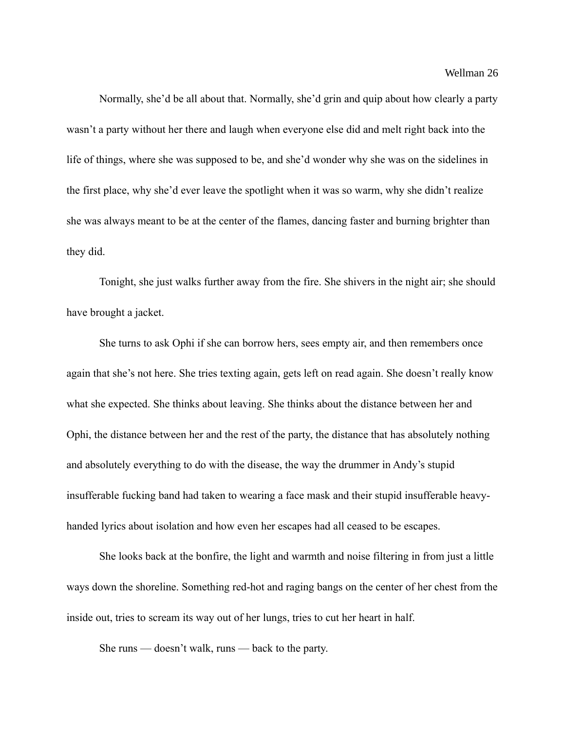Normally, she'd be all about that. Normally, she'd grin and quip about how clearly a party wasn't a party without her there and laugh when everyone else did and melt right back into the life of things, where she was supposed to be, and she'd wonder why she was on the sidelines in the first place, why she'd ever leave the spotlight when it was so warm, why she didn't realize she was always meant to be at the center of the flames, dancing faster and burning brighter than they did.

Tonight, she just walks further away from the fire. She shivers in the night air; she should have brought a jacket.

She turns to ask Ophi if she can borrow hers, sees empty air, and then remembers once again that she's not here. She tries texting again, gets left on read again. She doesn't really know what she expected. She thinks about leaving. She thinks about the distance between her and Ophi, the distance between her and the rest of the party, the distance that has absolutely nothing and absolutely everything to do with the disease, the way the drummer in Andy's stupid insufferable fucking band had taken to wearing a face mask and their stupid insufferable heavy-handed lyrics about isolation and how even her escapes had all ceased to be escapes.

She looks back at the bonfire, the light and warmth and noise filtering in from just a little ways down the shoreline. Something red-hot and raging bangs on the center of her chest from the inside out, tries to scream its way out of her lungs, tries to cut her heart in half.

She runs — doesn't walk, runs — back to the party.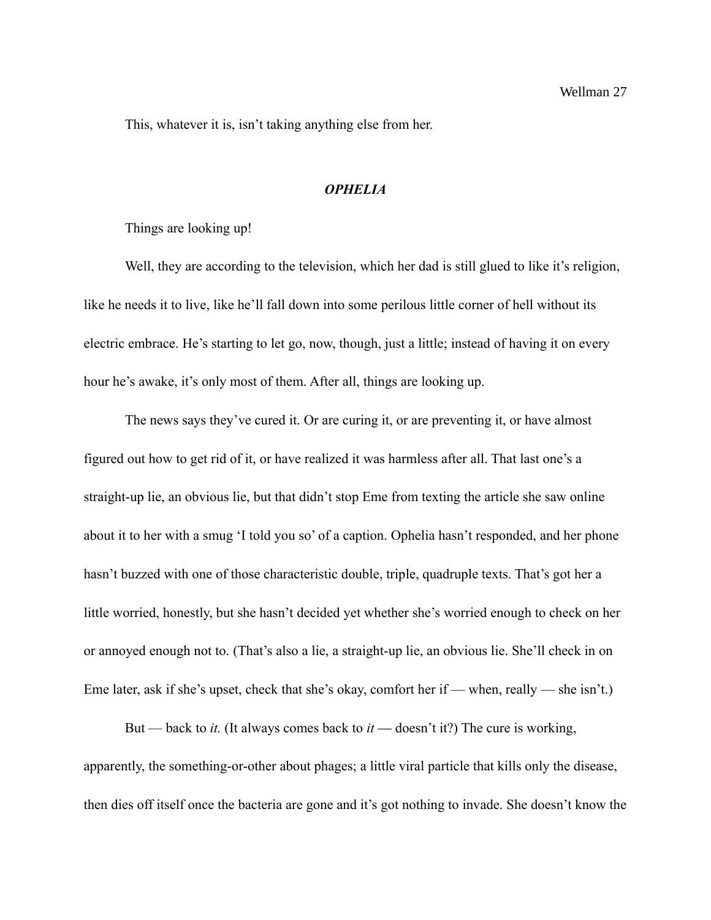This, whatever it is, isn't taking anything else from her.

### ***OPHELIA***

Things are looking up!

Well, they are according to the television, which her dad is still glued to like it's religion, like he needs it to live, like he'll fall down into some perilous little corner of hell without its electric embrace. He's starting to let go, now, though, just a little; instead of having it on every hour he's awake, it's only most of them. After all, things are looking up.

The news says they've cured it. Or are curing it, or are preventing it, or have almost figured out how to get rid of it, or have realized it was harmless after all. That last one's a straight-up lie, an obvious lie, but that didn't stop Eme from texting the article she saw online about it to her with a smug 'I told you so' of a caption. Ophelia hasn't responded, and her phone hasn't buzzed with one of those characteristic double, triple, quadruple texts. That's got her a little worried, honestly, but she hasn't decided yet whether she's worried enough to check on her or annoyed enough not to. (That's also a lie, a straight-up lie, an obvious lie. She'll check in on Eme later, ask if she's upset, check that she's okay, comfort her if — when, really — she isn't.)

But — back to *it.* (It always comes back to *it* — doesn't it?) The cure is working, apparently, the something-or-other about phages; a little viral particle that kills only the disease, then dies off itself once the bacteria are gone and it's got nothing to invade. She doesn't know the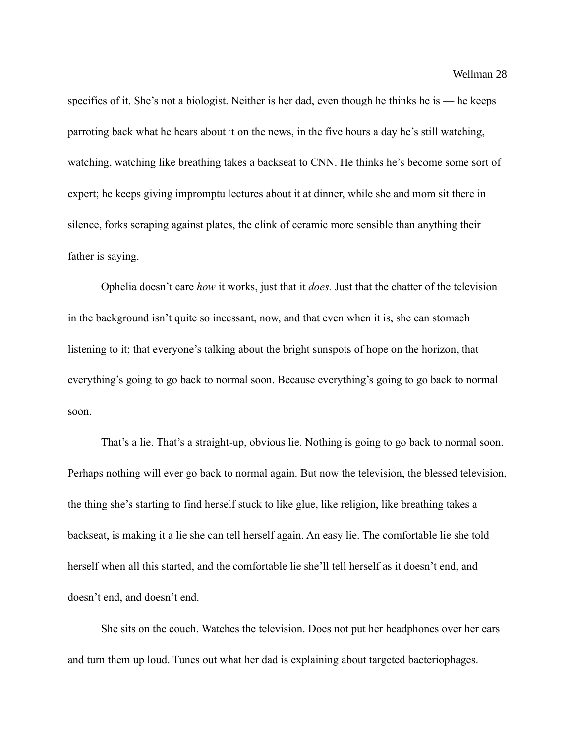specifics of it. She's not a biologist. Neither is her dad, even though he thinks he is — he keeps parroting back what he hears about it on the news, in the five hours a day he's still watching, watching, watching like breathing takes a backseat to CNN. He thinks he's become some sort of expert; he keeps giving impromptu lectures about it at dinner, while she and mom sit there in silence, forks scraping against plates, the clink of ceramic more sensible than anything their father is saying.

Ophelia doesn't care *how* it works, just that it *does.* Just that the chatter of the television in the background isn't quite so incessant, now, and that even when it is, she can stomach listening to it; that everyone's talking about the bright sunspots of hope on the horizon, that everything's going to go back to normal soon. Because everything's going to go back to normal soon.

That's a lie. That's a straight-up, obvious lie. Nothing is going to go back to normal soon. Perhaps nothing will ever go back to normal again. But now the television, the blessed television, the thing she's starting to find herself stuck to like glue, like religion, like breathing takes a backseat, is making it a lie she can tell herself again. An easy lie. The comfortable lie she told herself when all this started, and the comfortable lie she'll tell herself as it doesn't end, and doesn't end, and doesn't end.

She sits on the couch. Watches the television. Does not put her headphones over her ears and turn them up loud. Tunes out what her dad is explaining about targeted bacteriophages.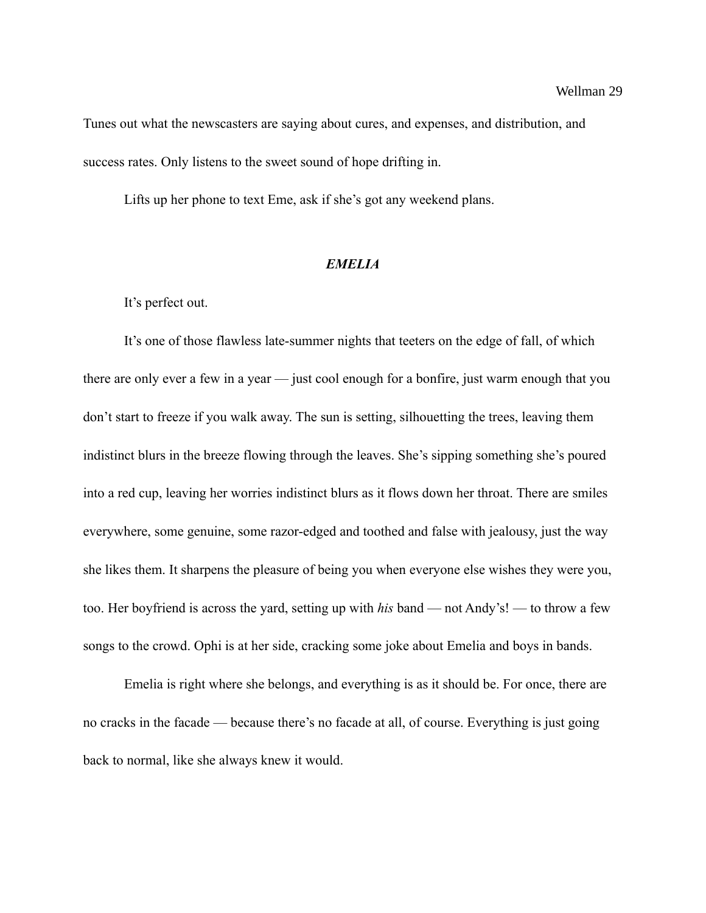Tunes out what the newscasters are saying about cures, and expenses, and distribution, and success rates. Only listens to the sweet sound of hope drifting in.

Lifts up her phone to text Eme, ask if she's got any weekend plans.

### ***EMELIA***

It's perfect out.

It's one of those flawless late-summer nights that teeters on the edge of fall, of which there are only ever a few in a year — just cool enough for a bonfire, just warm enough that you don't start to freeze if you walk away. The sun is setting, silhouetting the trees, leaving them indistinct blurs in the breeze flowing through the leaves. She's sipping something she's poured into a red cup, leaving her worries indistinct blurs as it flows down her throat. There are smiles everywhere, some genuine, some razor-edged and toothed and false with jealousy, just the way she likes them. It sharpens the pleasure of being you when everyone else wishes they were you, too. Her boyfriend is across the yard, setting up with *his* band — not Andy's! — to throw a few songs to the crowd. Ophi is at her side, cracking some joke about Emelia and boys in bands.

Emelia is right where she belongs, and everything is as it should be. For once, there are no cracks in the facade — because there's no facade at all, of course. Everything is just going back to normal, like she always knew it would.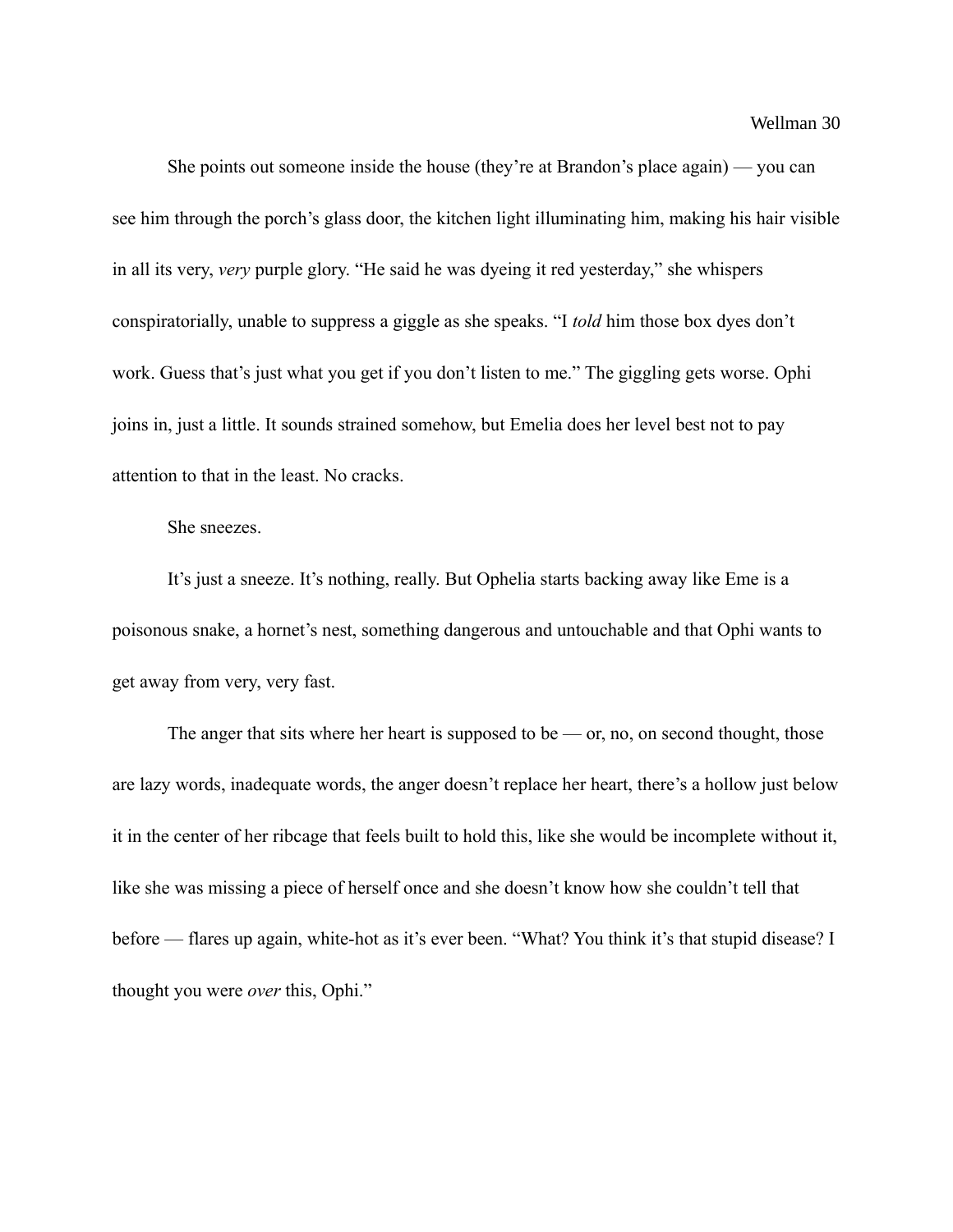She points out someone inside the house (they're at Brandon's place again) — you can see him through the porch's glass door, the kitchen light illuminating him, making his hair visible in all its very, *very* purple glory. "He said he was dyeing it red yesterday," she whispers conspiratorially, unable to suppress a giggle as she speaks. "I *told* him those box dyes don't work. Guess that's just what you get if you don't listen to me." The giggling gets worse. Ophi joins in, just a little. It sounds strained somehow, but Emelia does her level best not to pay attention to that in the least. No cracks.

She sneezes.

It's just a sneeze. It's nothing, really. But Ophelia starts backing away like Eme is a poisonous snake, a hornet's nest, something dangerous and untouchable and that Ophi wants to get away from very, very fast.

The anger that sits where her heart is supposed to be — or, no, on second thought, those are lazy words, inadequate words, the anger doesn't replace her heart, there's a hollow just below it in the center of her ribcage that feels built to hold this, like she would be incomplete without it, like she was missing a piece of herself once and she doesn't know how she couldn't tell that before — flares up again, white-hot as it's ever been. "What? You think it's that stupid disease? I thought you were *over* this, Ophi."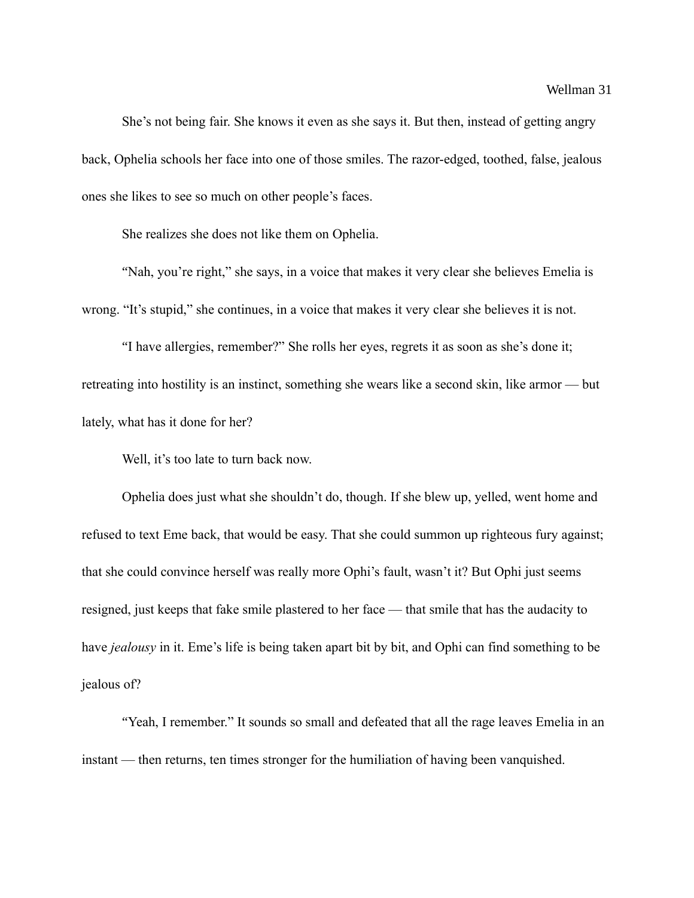She's not being fair. She knows it even as she says it. But then, instead of getting angry back, Ophelia schools her face into one of those smiles. The razor-edged, toothed, false, jealous ones she likes to see so much on other people's faces.

She realizes she does not like them on Ophelia.

"Nah, you're right," she says, in a voice that makes it very clear she believes Emelia is wrong. "It's stupid," she continues, in a voice that makes it very clear she believes it is not.

"I have allergies, remember?" She rolls her eyes, regrets it as soon as she's done it; retreating into hostility is an instinct, something she wears like a second skin, like armor — but lately, what has it done for her?

Well, it's too late to turn back now.

Ophelia does just what she shouldn't do, though. If she blew up, yelled, went home and refused to text Eme back, that would be easy. That she could summon up righteous fury against; that she could convince herself was really more Ophi's fault, wasn't it? But Ophi just seems resigned, just keeps that fake smile plastered to her face — that smile that has the audacity to have *jealousy* in it. Eme's life is being taken apart bit by bit, and Ophi can find something to be jealous of?

"Yeah, I remember." It sounds so small and defeated that all the rage leaves Emelia in an instant — then returns, ten times stronger for the humiliation of having been vanquished.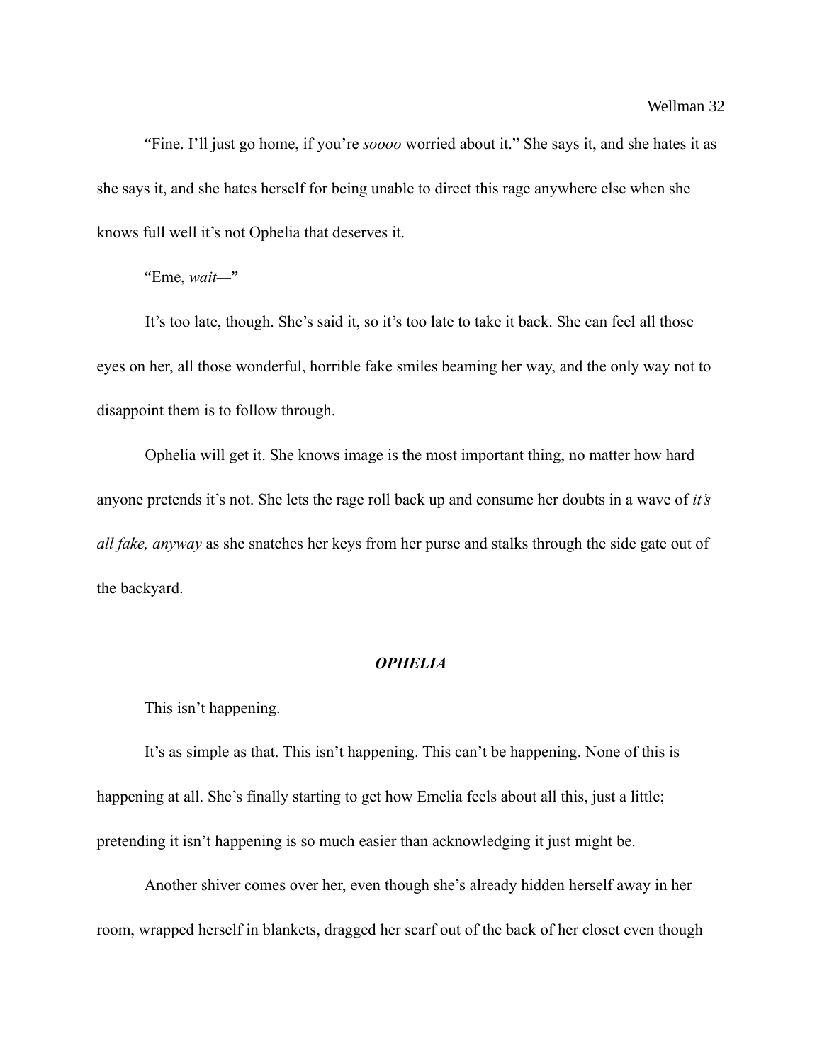"Fine. I'll just go home, if you're *soooo* worried about it." She says it, and she hates it as she says it, and she hates herself for being unable to direct this rage anywhere else when she knows full well it's not Ophelia that deserves it.

"Eme, *wait*—"

It's too late, though. She's said it, so it's too late to take it back. She can feel all those eyes on her, all those wonderful, horrible fake smiles beaming her way, and the only way not to disappoint them is to follow through.

Ophelia will get it. She knows image is the most important thing, no matter how hard anyone pretends it's not. She lets the rage roll back up and consume her doubts in a wave of *it's all fake, anyway* as she snatches her keys from her purse and stalks through the side gate out of the backyard.

### ***OPHELIA***

This isn't happening.

It's as simple as that. This isn't happening. This can't be happening. None of this is happening at all. She's finally starting to get how Emelia feels about all this, just a little; pretending it isn't happening is so much easier than acknowledging it just might be.

Another shiver comes over her, even though she's already hidden herself away in her room, wrapped herself in blankets, dragged her scarf out of the back of her closet even though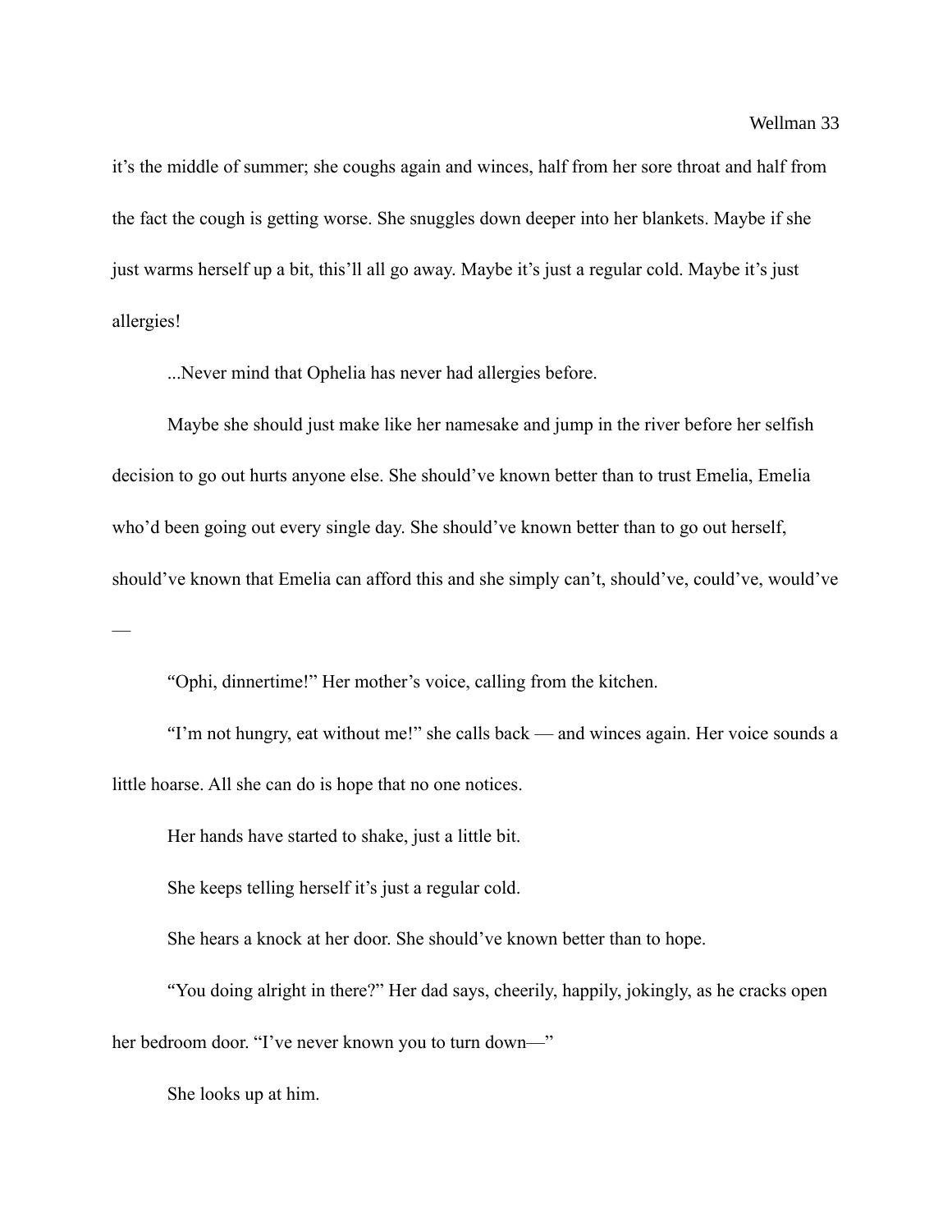it's the middle of summer; she coughs again and winces, half from her sore throat and half from the fact the cough is getting worse. She snuggles down deeper into her blankets. Maybe if she just warms herself up a bit, this'll all go away. Maybe it's just a regular cold. Maybe it's just allergies!

...Never mind that Ophelia has never had allergies before.

Maybe she should just make like her namesake and jump in the river before her selfish decision to go out hurts anyone else. She should've known better than to trust Emelia, Emelia who'd been going out every single day. She should've known better than to go out herself, should've known that Emelia can afford this and she simply can't, should've, could've, would've —

"Ophi, dinnertime!" Her mother's voice, calling from the kitchen.

"I'm not hungry, eat without me!" she calls back — and winces again. Her voice sounds a little hoarse. All she can do is hope that no one notices.

Her hands have started to shake, just a little bit.

She keeps telling herself it's just a regular cold.

She hears a knock at her door. She should've known better than to hope.

"You doing alright in there?" Her dad says, cheerily, happily, jokingly, as he cracks open her bedroom door. "I've never known you to turn down—"

She looks up at him.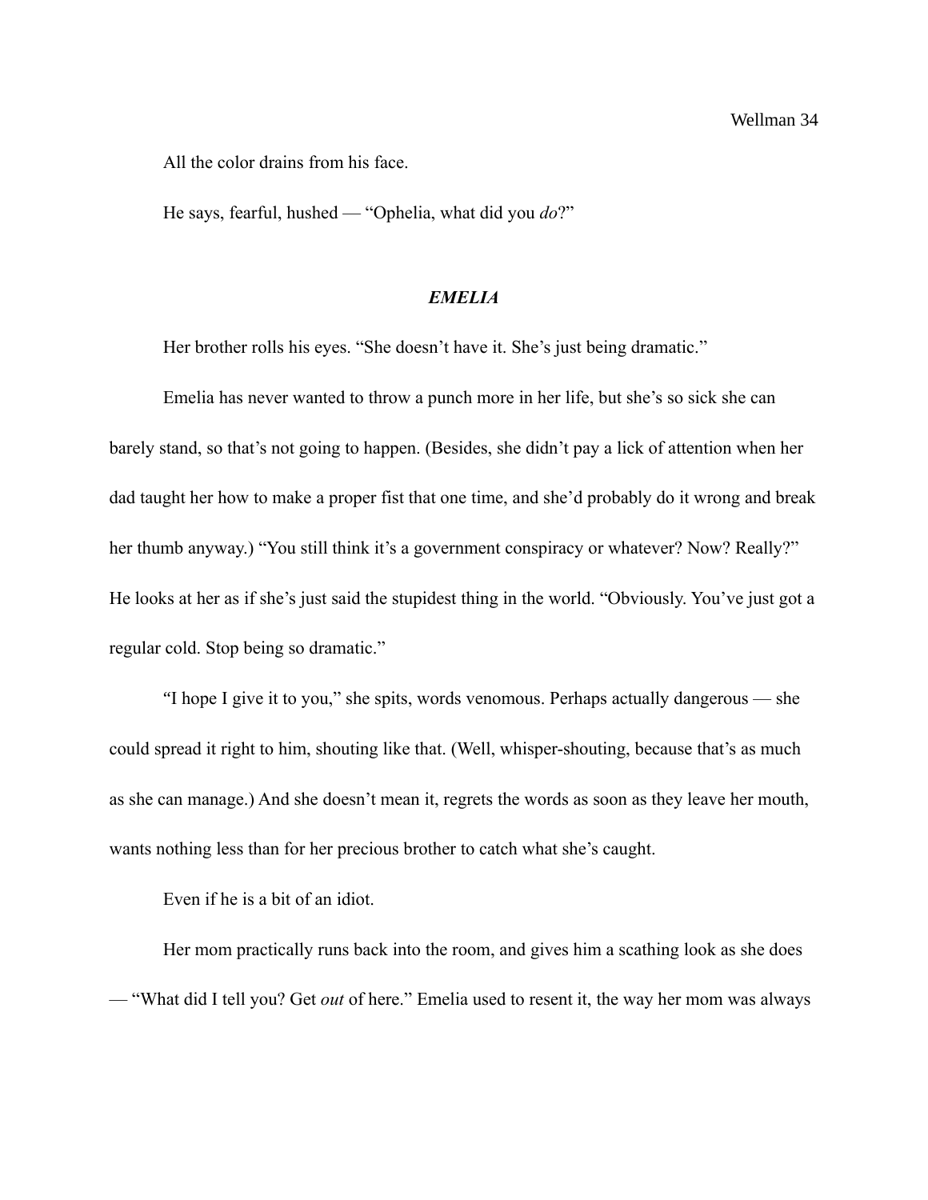All the color drains from his face.

He says, fearful, hushed — "Ophelia, what did you *do*?"

### ***EMELIA***

Her brother rolls his eyes. "She doesn't have it. She's just being dramatic."

Emelia has never wanted to throw a punch more in her life, but she's so sick she can barely stand, so that's not going to happen. (Besides, she didn't pay a lick of attention when her dad taught her how to make a proper fist that one time, and she'd probably do it wrong and break her thumb anyway.) "You still think it's a government conspiracy or whatever? Now? Really?" He looks at her as if she's just said the stupidest thing in the world. "Obviously. You've just got a regular cold. Stop being so dramatic."

"I hope I give it to you," she spits, words venomous. Perhaps actually dangerous — she could spread it right to him, shouting like that. (Well, whisper-shouting, because that's as much as she can manage.) And she doesn't mean it, regrets the words as soon as they leave her mouth, wants nothing less than for her precious brother to catch what she's caught.

Even if he is a bit of an idiot.

Her mom practically runs back into the room, and gives him a scathing look as she does — "What did I tell you? Get *out* of here." Emelia used to resent it, the way her mom was always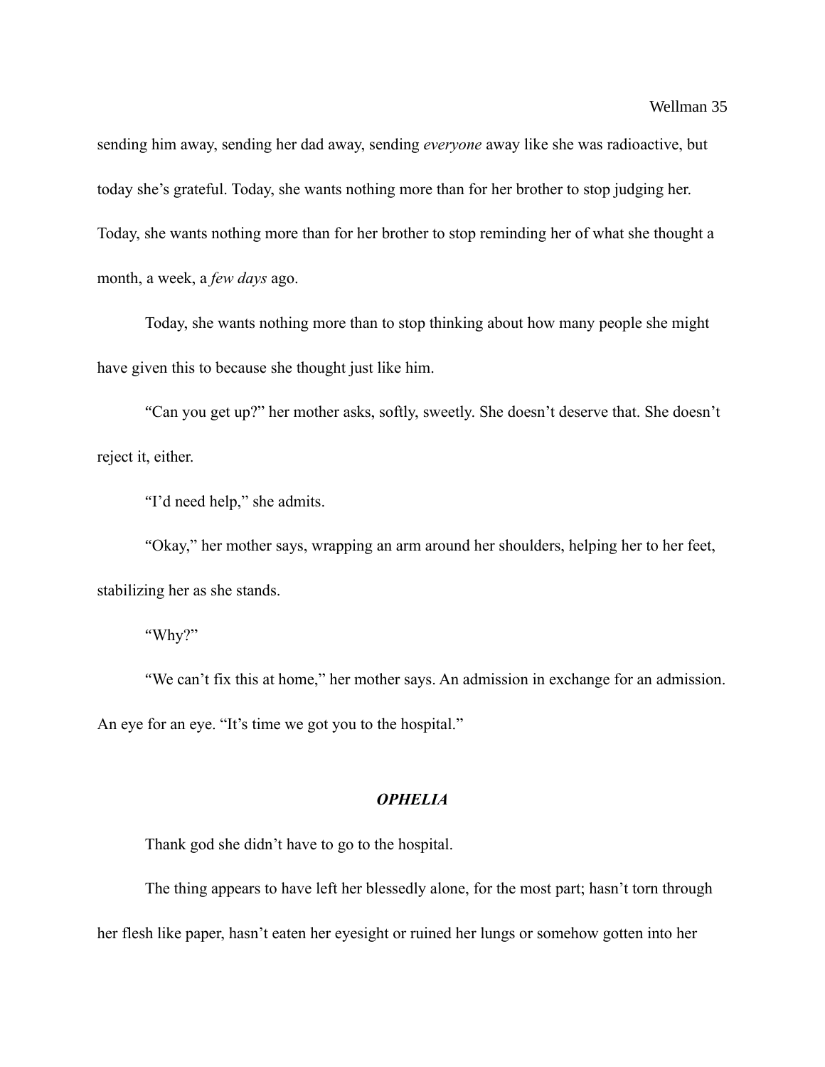sending him away, sending her dad away, sending *everyone* away like she was radioactive, but today she's grateful. Today, she wants nothing more than for her brother to stop judging her. Today, she wants nothing more than for her brother to stop reminding her of what she thought a month, a week, a *few days* ago.

Today, she wants nothing more than to stop thinking about how many people she might have given this to because she thought just like him.

"Can you get up?" her mother asks, softly, sweetly. She doesn't deserve that. She doesn't reject it, either.

"I'd need help," she admits.

"Okay," her mother says, wrapping an arm around her shoulders, helping her to her feet, stabilizing her as she stands.

"Why?"

"We can't fix this at home," her mother says. An admission in exchange for an admission. An eye for an eye. "It's time we got you to the hospital."

### ***OPHELIA***

Thank god she didn't have to go to the hospital.

The thing appears to have left her blessedly alone, for the most part; hasn't torn through her flesh like paper, hasn't eaten her eyesight or ruined her lungs or somehow gotten into her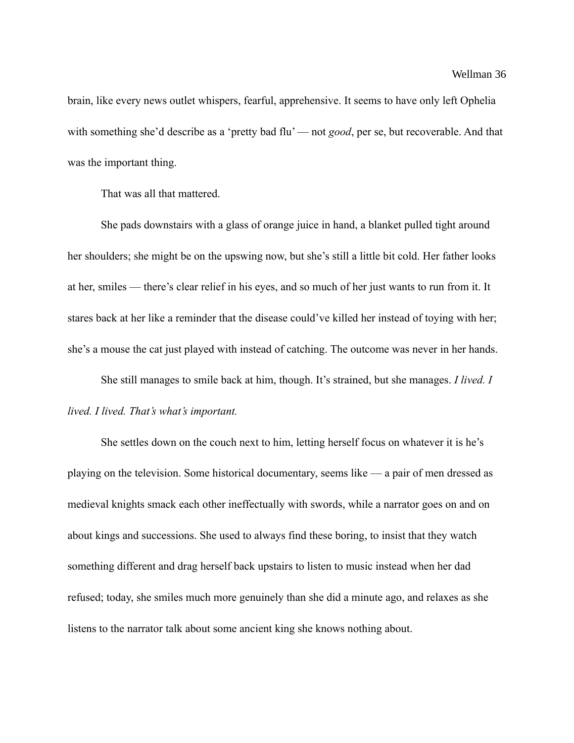brain, like every news outlet whispers, fearful, apprehensive. It seems to have only left Ophelia with something she'd describe as a 'pretty bad flu' — not *good*, per se, but recoverable. And that was the important thing.

That was all that mattered.

She pads downstairs with a glass of orange juice in hand, a blanket pulled tight around her shoulders; she might be on the upswing now, but she's still a little bit cold. Her father looks at her, smiles — there's clear relief in his eyes, and so much of her just wants to run from it. It stares back at her like a reminder that the disease could've killed her instead of toying with her; she's a mouse the cat just played with instead of catching. The outcome was never in her hands.

She still manages to smile back at him, though. It's strained, but she manages. *I lived. I lived. I lived. That's what's important.*

She settles down on the couch next to him, letting herself focus on whatever it is he's playing on the television. Some historical documentary, seems like — a pair of men dressed as medieval knights smack each other ineffectually with swords, while a narrator goes on and on about kings and successions. She used to always find these boring, to insist that they watch something different and drag herself back upstairs to listen to music instead when her dad refused; today, she smiles much more genuinely than she did a minute ago, and relaxes as she listens to the narrator talk about some ancient king she knows nothing about.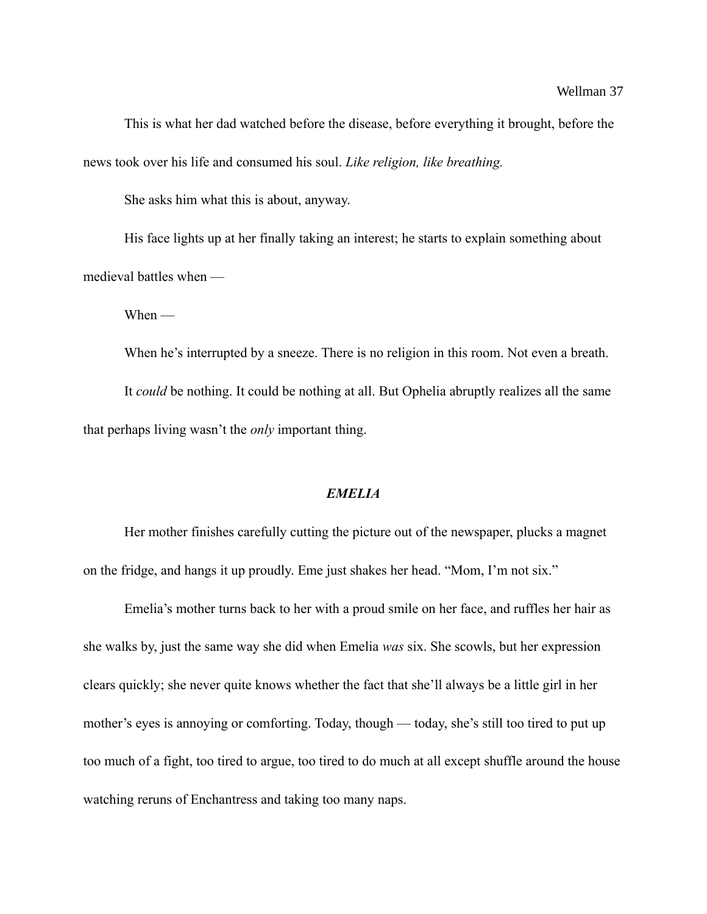This is what her dad watched before the disease, before everything it brought, before the news took over his life and consumed his soul. *Like religion, like breathing.*

She asks him what this is about, anyway.

His face lights up at her finally taking an interest; he starts to explain something about medieval battles when —

When —

When he's interrupted by a sneeze. There is no religion in this room. Not even a breath.

It *could* be nothing. It could be nothing at all. But Ophelia abruptly realizes all the same that perhaps living wasn't the *only* important thing.

### ***EMELIA***

Her mother finishes carefully cutting the picture out of the newspaper, plucks a magnet on the fridge, and hangs it up proudly. Eme just shakes her head. "Mom, I'm not six."

Emelia's mother turns back to her with a proud smile on her face, and ruffles her hair as she walks by, just the same way she did when Emelia *was* six. She scowls, but her expression clears quickly; she never quite knows whether the fact that she'll always be a little girl in her mother's eyes is annoying or comforting. Today, though — today, she's still too tired to put up too much of a fight, too tired to argue, too tired to do much at all except shuffle around the house watching reruns of Enchantress and taking too many naps.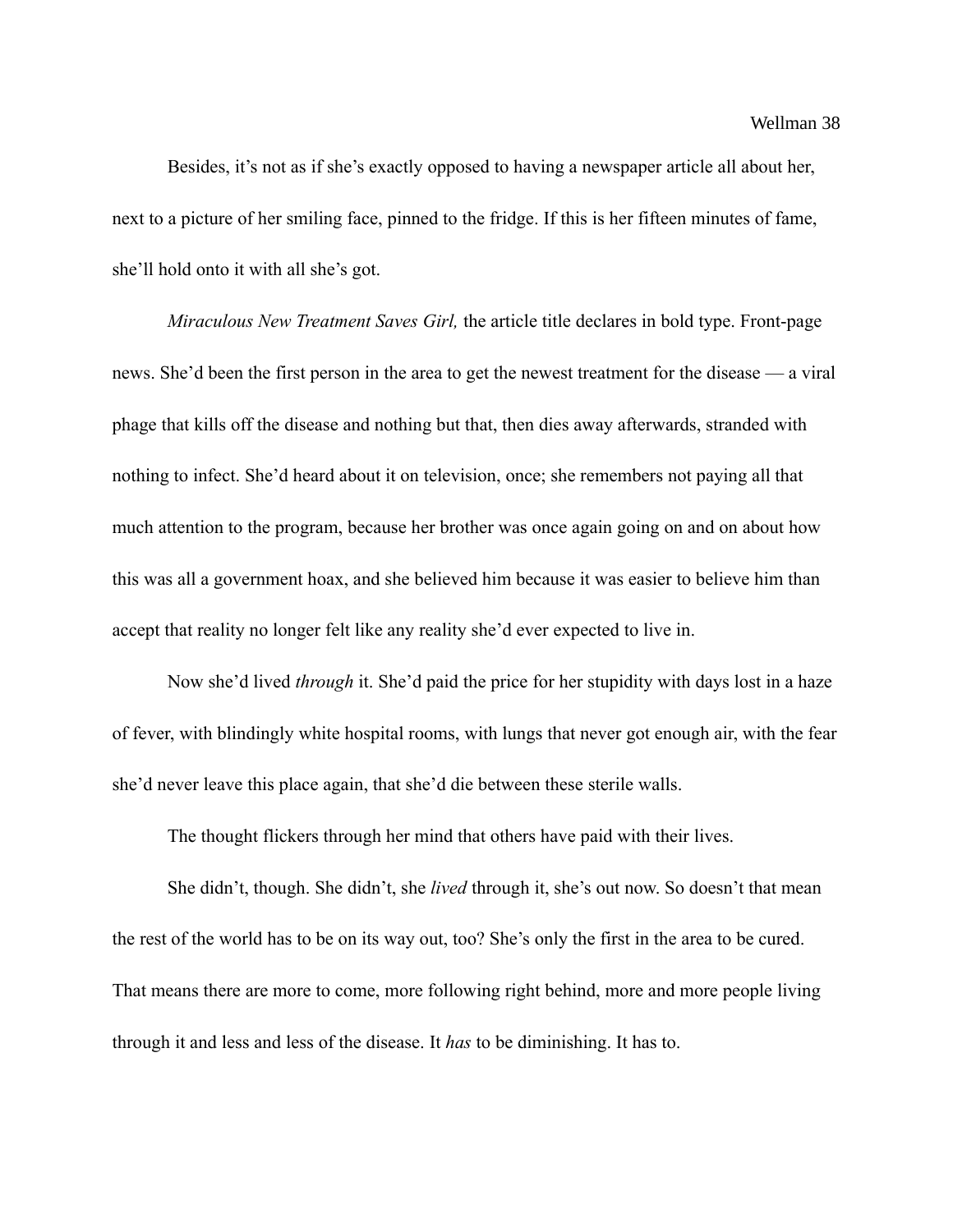Besides, it's not as if she's exactly opposed to having a newspaper article all about her, next to a picture of her smiling face, pinned to the fridge. If this is her fifteen minutes of fame, she'll hold onto it with all she's got.

*Miraculous New Treatment Saves Girl,* the article title declares in bold type. Front-page news. She'd been the first person in the area to get the newest treatment for the disease — a viral phage that kills off the disease and nothing but that, then dies away afterwards, stranded with nothing to infect. She'd heard about it on television, once; she remembers not paying all that much attention to the program, because her brother was once again going on and on about how this was all a government hoax, and she believed him because it was easier to believe him than accept that reality no longer felt like any reality she'd ever expected to live in.

Now she'd lived *through* it. She'd paid the price for her stupidity with days lost in a haze of fever, with blindingly white hospital rooms, with lungs that never got enough air, with the fear she'd never leave this place again, that she'd die between these sterile walls.

The thought flickers through her mind that others have paid with their lives.

She didn't, though. She didn't, she *lived* through it, she's out now. So doesn't that mean the rest of the world has to be on its way out, too? She's only the first in the area to be cured. That means there are more to come, more following right behind, more and more people living through it and less and less of the disease. It *has* to be diminishing. It has to.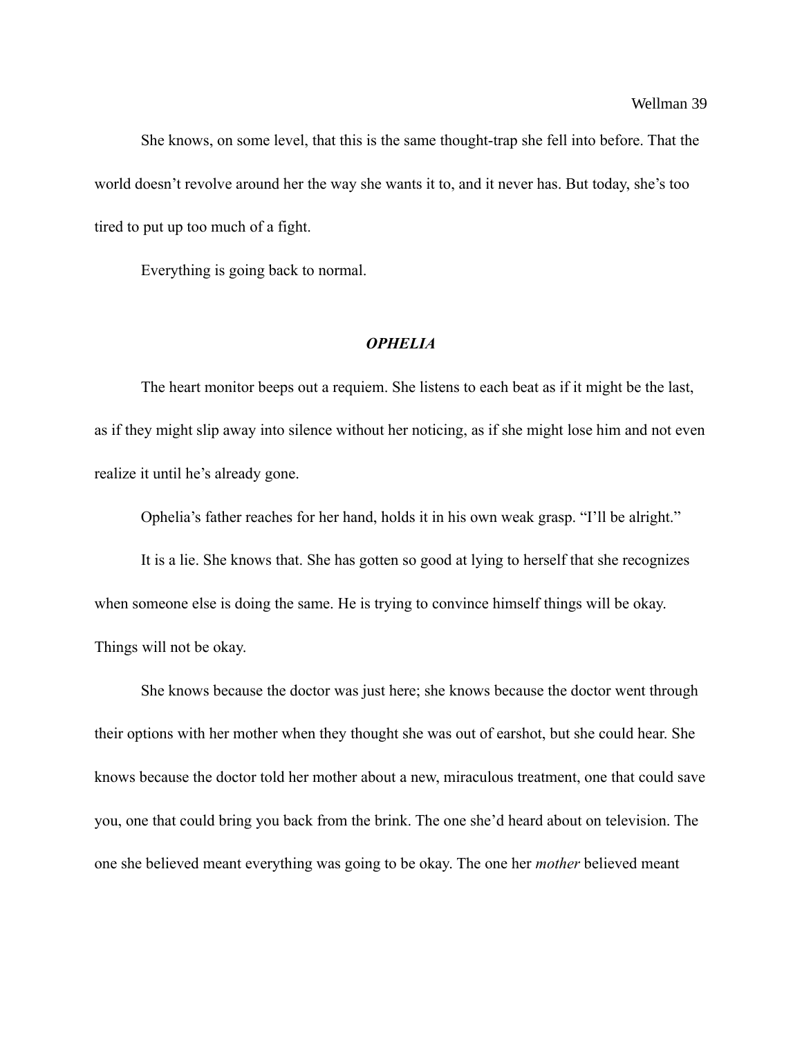She knows, on some level, that this is the same thought-trap she fell into before. That the world doesn't revolve around her the way she wants it to, and it never has. But today, she's too tired to put up too much of a fight.

Everything is going back to normal.

### ***OPHELIA***

The heart monitor beeps out a requiem. She listens to each beat as if it might be the last, as if they might slip away into silence without her noticing, as if she might lose him and not even realize it until he's already gone.

Ophelia's father reaches for her hand, holds it in his own weak grasp. "I'll be alright."

It is a lie. She knows that. She has gotten so good at lying to herself that she recognizes when someone else is doing the same. He is trying to convince himself things will be okay. Things will not be okay.

She knows because the doctor was just here; she knows because the doctor went through their options with her mother when they thought she was out of earshot, but she could hear. She knows because the doctor told her mother about a new, miraculous treatment, one that could save you, one that could bring you back from the brink. The one she'd heard about on television. The one she believed meant everything was going to be okay. The one her *mother* believed meant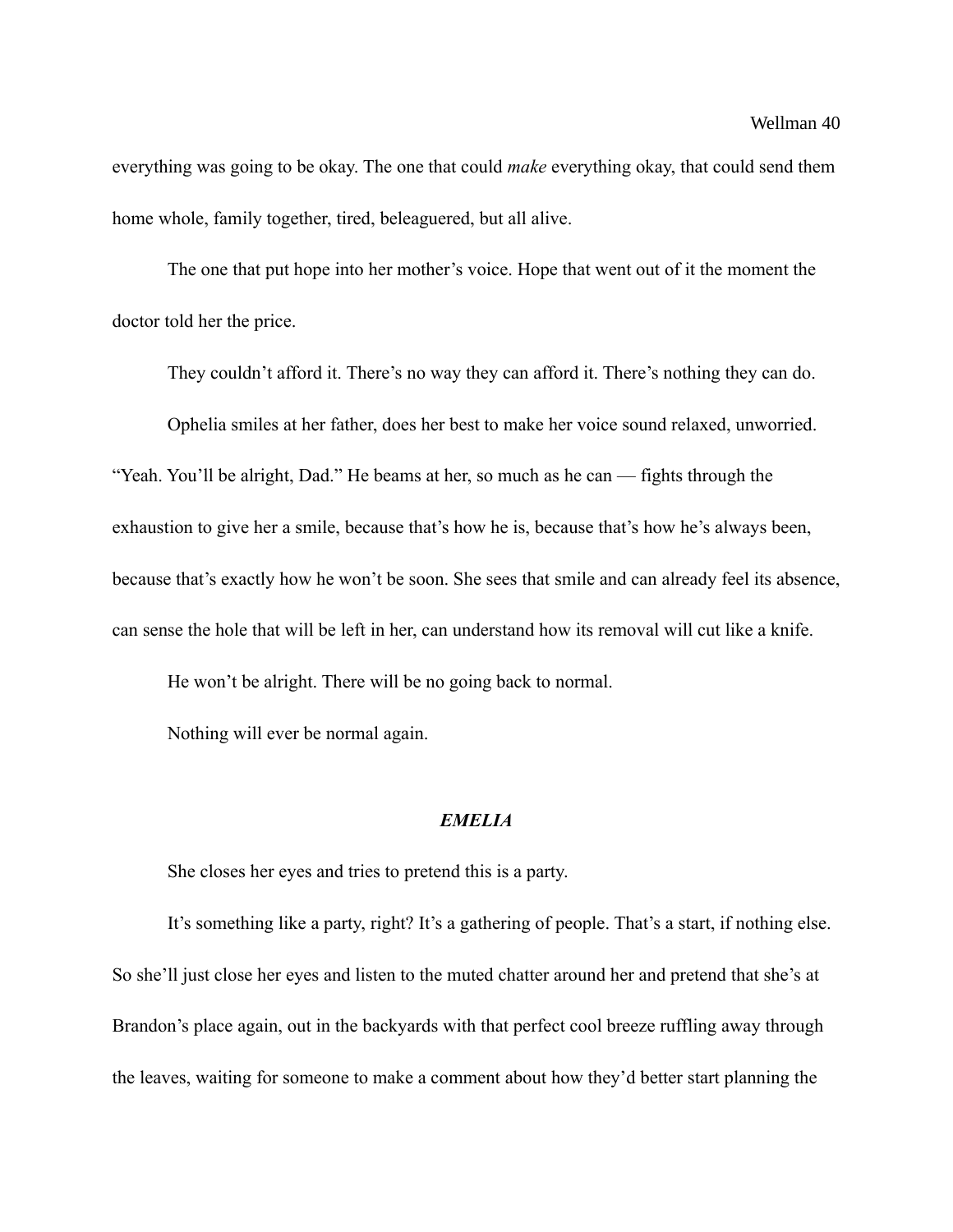everything was going to be okay. The one that could *make* everything okay, that could send them home whole, family together, tired, beleaguered, but all alive.

The one that put hope into her mother's voice. Hope that went out of it the moment the doctor told her the price.

They couldn't afford it. There's no way they can afford it. There's nothing they can do.

Ophelia smiles at her father, does her best to make her voice sound relaxed, unworried. "Yeah. You'll be alright, Dad." He beams at her, so much as he can — fights through the exhaustion to give her a smile, because that's how he is, because that's how he's always been, because that's exactly how he won't be soon. She sees that smile and can already feel its absence, can sense the hole that will be left in her, can understand how its removal will cut like a knife.

He won't be alright. There will be no going back to normal.

Nothing will ever be normal again.

### ***EMELIA***

She closes her eyes and tries to pretend this is a party.

It's something like a party, right? It's a gathering of people. That's a start, if nothing else. So she'll just close her eyes and listen to the muted chatter around her and pretend that she's at Brandon's place again, out in the backyards with that perfect cool breeze ruffling away through the leaves, waiting for someone to make a comment about how they'd better start planning the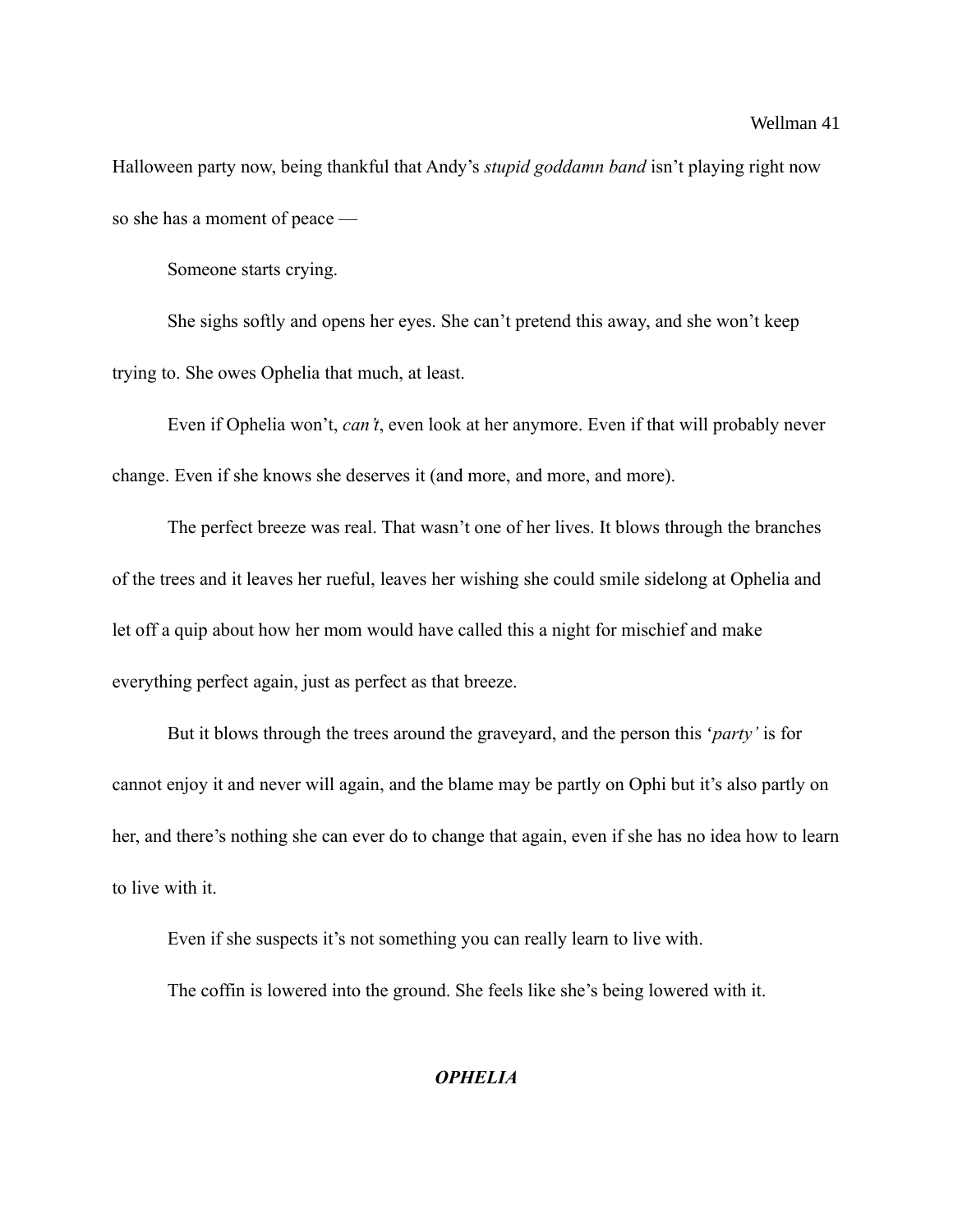Halloween party now, being thankful that Andy's *stupid goddamn band* isn't playing right now so she has a moment of peace —

Someone starts crying.

She sighs softly and opens her eyes. She can't pretend this away, and she won't keep trying to. She owes Ophelia that much, at least.

Even if Ophelia won't, *can't*, even look at her anymore. Even if that will probably never change. Even if she knows she deserves it (and more, and more, and more).

The perfect breeze was real. That wasn't one of her lives. It blows through the branches of the trees and it leaves her rueful, leaves her wishing she could smile sidelong at Ophelia and let off a quip about how her mom would have called this a night for mischief and make everything perfect again, just as perfect as that breeze.

But it blows through the trees around the graveyard, and the person this '*party'* is for cannot enjoy it and never will again, and the blame may be partly on Ophi but it's also partly on her, and there's nothing she can ever do to change that again, even if she has no idea how to learn to live with it.

Even if she suspects it's not something you can really learn to live with.

The coffin is lowered into the ground. She feels like she's being lowered with it.

### ***OPHELIA***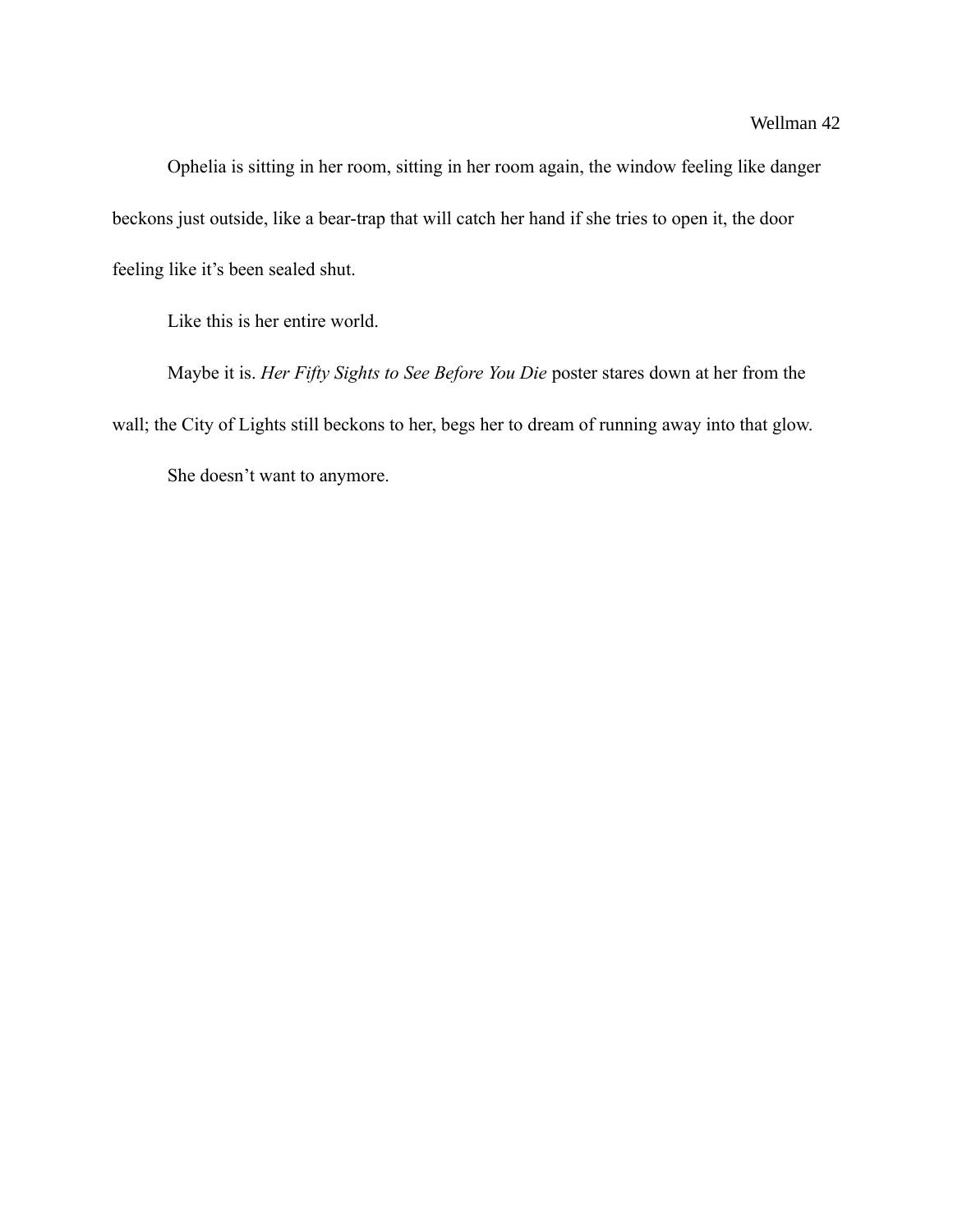Ophelia is sitting in her room, sitting in her room again, the window feeling like danger beckons just outside, like a bear-trap that will catch her hand if she tries to open it, the door feeling like it's been sealed shut.

Like this is her entire world.

Maybe it is. *Her Fifty Sights to See Before You Die* poster stares down at her from the wall; the City of Lights still beckons to her, begs her to dream of running away into that glow.

She doesn't want to anymore.